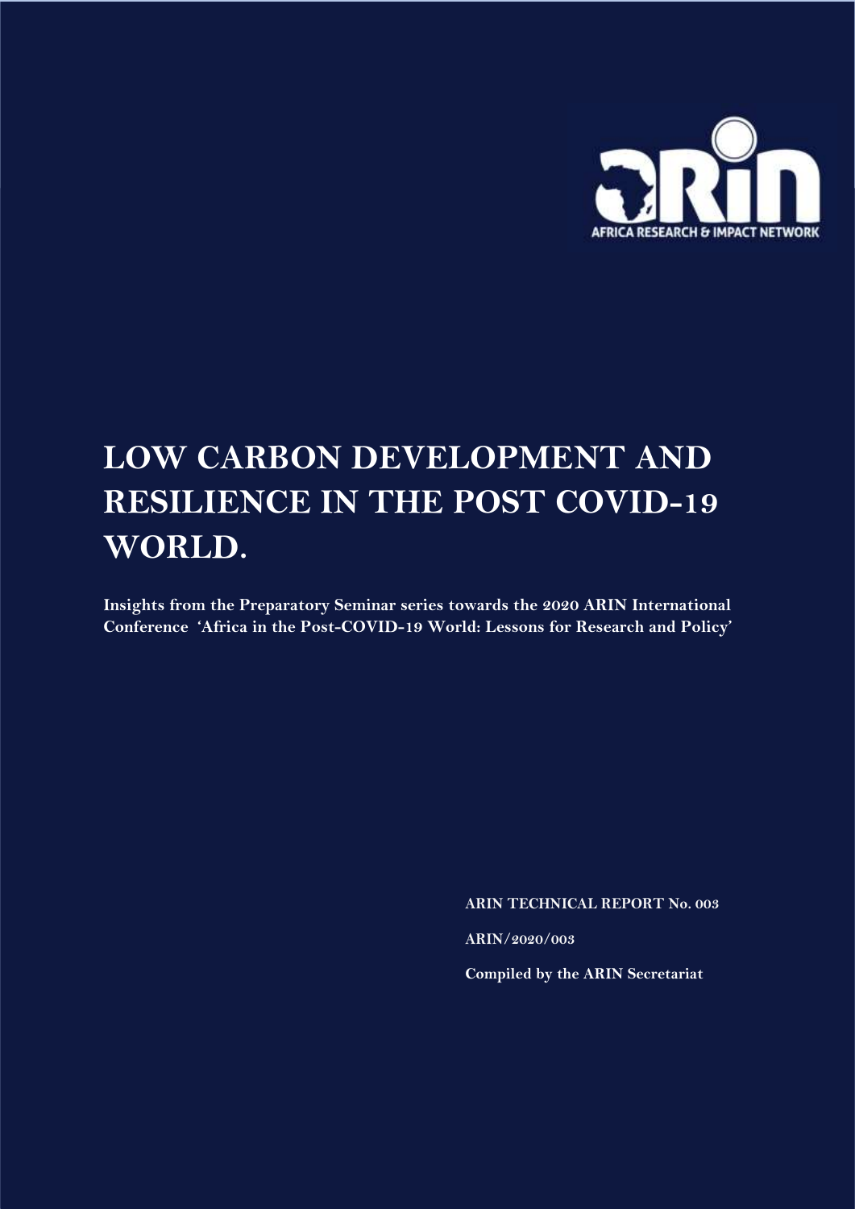ARIN

AFRICA RESEARCH & IMPACT NETWORK

# LOW CARBON DEVELOPMENT AND RESILIENCE IN THE POST COVID-19 WORLD.

**Insights from the Preparatory Seminar series towards the 2020 ARIN International Conference 'Africa in the Post-COVID-19 World: Lessons for Research and Policy'**

**ARIN TECHNICAL REPORT No. 003**

**ARIN/2020/003**

**Compiled by the ARIN Secretariat**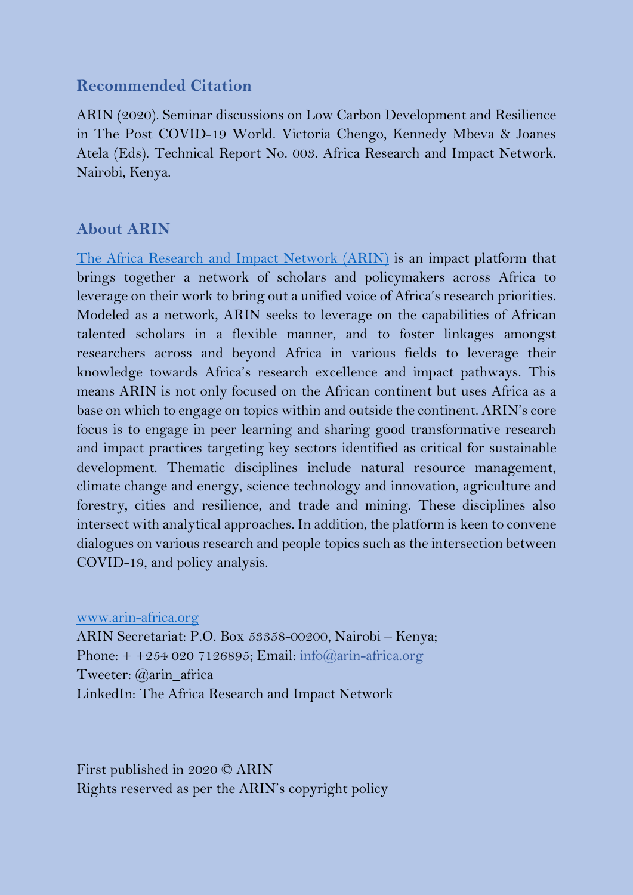## Recommended Citation

ARIN (2020). Seminar discussions on Low Carbon Development and Resilience in The Post COVID-19 World. Victoria Chengo, Kennedy Mbeva & Joanes Atela (Eds). Technical Report No. 003. Africa Research and Impact Network. Nairobi, Kenya.

## About ARIN

The Africa Research and Impact Network (ARIN) is an impact platform that brings together a network of scholars and policymakers across Africa to leverage on their work to bring out a unified voice of Africa's research priorities. Modeled as a network, ARIN seeks to leverage on the capabilities of African talented scholars in a flexible manner, and to foster linkages amongst researchers across and beyond Africa in various fields to leverage their knowledge towards Africa's research excellence and impact pathways. This means ARIN is not only focused on the African continent but uses Africa as a base on which to engage on topics within and outside the continent. ARIN's core focus is to engage in peer learning and sharing good transformative research and impact practices targeting key sectors identified as critical for sustainable development. Thematic disciplines include natural resource management, climate change and energy, science technology and innovation, agriculture and forestry, cities and resilience, and trade and mining. These disciplines also intersect with analytical approaches. In addition, the platform is keen to convene dialogues on various research and people topics such as the intersection between COVID-19, and policy analysis.

www.arin-africa.org
ARIN Secretariat: P.O. Box 53358-00200, Nairobi – Kenya;
Phone: + +254 020 7126895; Email: info@arin-africa.org
Tweeter: @arin_africa
LinkedIn: The Africa Research and Impact Network

First published in 2020 © ARIN
Rights reserved as per the ARIN's copyright policy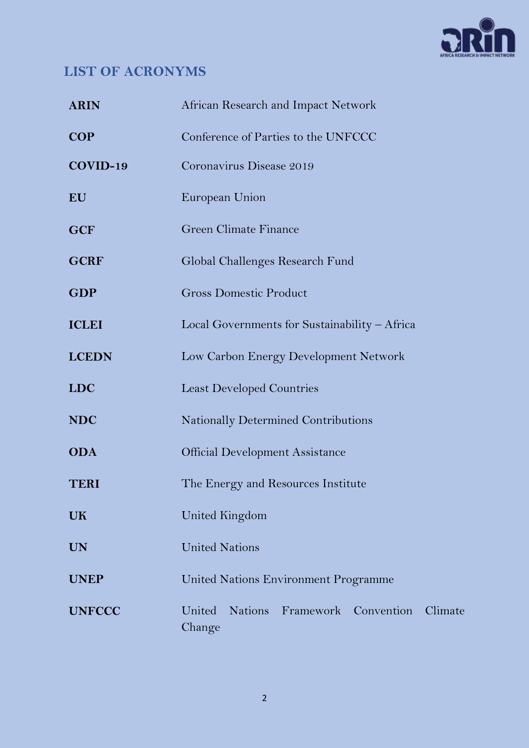## LIST OF ACRONYMS

| | |
|---|---|
| **ARIN** | African Research and Impact Network |
| **COP** | Conference of Parties to the UNFCCC |
| **COVID-19** | Coronavirus Disease 2019 |
| **EU** | European Union |
| **GCF** | Green Climate Finance |
| **GCRF** | Global Challenges Research Fund |
| **GDP** | Gross Domestic Product |
| **ICLEI** | Local Governments for Sustainability – Africa |
| **LCEDN** | Low Carbon Energy Development Network |
| **LDC** | Least Developed Countries |
| **NDC** | Nationally Determined Contributions |
| **ODA** | Official Development Assistance |
| **TERI** | The Energy and Resources Institute |
| **UK** | United Kingdom |
| **UN** | United Nations |
| **UNEP** | United Nations Environment Programme |
| **UNFCCC** | United Nations Framework Convention Climate Change |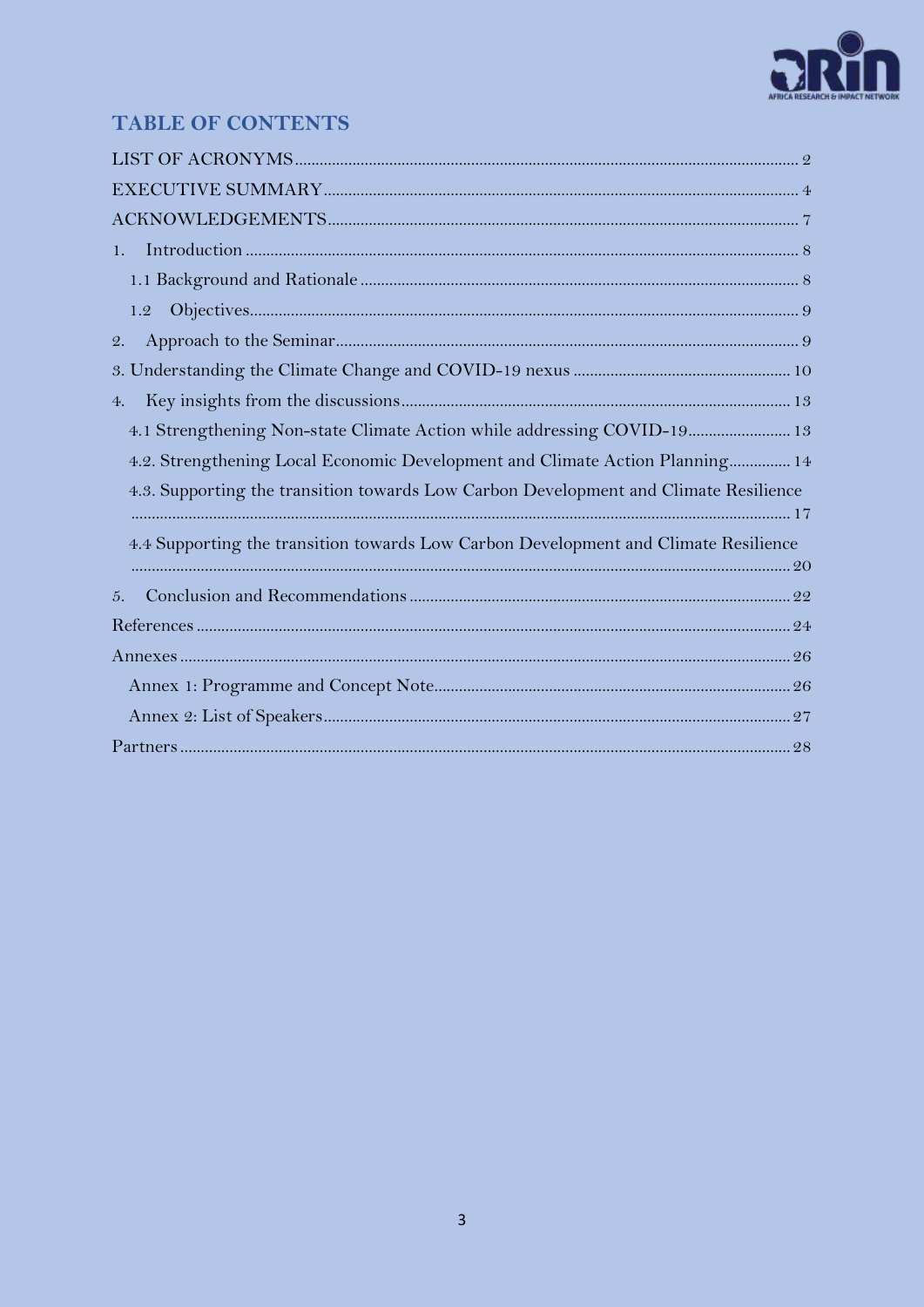## TABLE OF CONTENTS

LIST OF ACRONYMS ..... 2

EXECUTIVE SUMMARY ..... 4

ACKNOWLEDGEMENTS ..... 7

1. Introduction ..... 8
   - 1.1 Background and Rationale ..... 8
   - 1.2 Objectives ..... 9
2. Approach to the Seminar ..... 9
3. Understanding the Climate Change and COVID-19 nexus ..... 10
4. Key insights from the discussions ..... 13
   - 4.1 Strengthening Non-state Climate Action while addressing COVID-19 ..... 13
   - 4.2. Strengthening Local Economic Development and Climate Action Planning ..... 14
   - 4.3. Supporting the transition towards Low Carbon Development and Climate Resilience ..... 17
   - 4.4 Supporting the transition towards Low Carbon Development and Climate Resilience ..... 20
5. Conclusion and Recommendations ..... 22

References ..... 24

Annexes ..... 26
- Annex 1: Programme and Concept Note ..... 26
- Annex 2: List of Speakers ..... 27

Partners ..... 28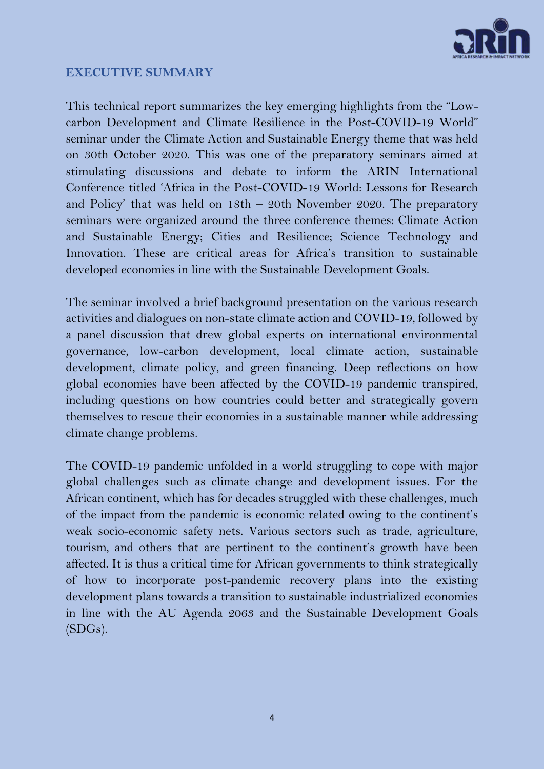## EXECUTIVE SUMMARY

This technical report summarizes the key emerging highlights from the "Low-carbon Development and Climate Resilience in the Post-COVID-19 World" seminar under the Climate Action and Sustainable Energy theme that was held on 30th October 2020. This was one of the preparatory seminars aimed at stimulating discussions and debate to inform the ARIN International Conference titled 'Africa in the Post-COVID-19 World: Lessons for Research and Policy' that was held on 18th – 20th November 2020. The preparatory seminars were organized around the three conference themes: Climate Action and Sustainable Energy; Cities and Resilience; Science Technology and Innovation. These are critical areas for Africa's transition to sustainable developed economies in line with the Sustainable Development Goals.

The seminar involved a brief background presentation on the various research activities and dialogues on non-state climate action and COVID-19, followed by a panel discussion that drew global experts on international environmental governance, low-carbon development, local climate action, sustainable development, climate policy, and green financing. Deep reflections on how global economies have been affected by the COVID-19 pandemic transpired, including questions on how countries could better and strategically govern themselves to rescue their economies in a sustainable manner while addressing climate change problems.

The COVID-19 pandemic unfolded in a world struggling to cope with major global challenges such as climate change and development issues. For the African continent, which has for decades struggled with these challenges, much of the impact from the pandemic is economic related owing to the continent's weak socio-economic safety nets. Various sectors such as trade, agriculture, tourism, and others that are pertinent to the continent's growth have been affected. It is thus a critical time for African governments to think strategically of how to incorporate post-pandemic recovery plans into the existing development plans towards a transition to sustainable industrialized economies in line with the AU Agenda 2063 and the Sustainable Development Goals (SDGs).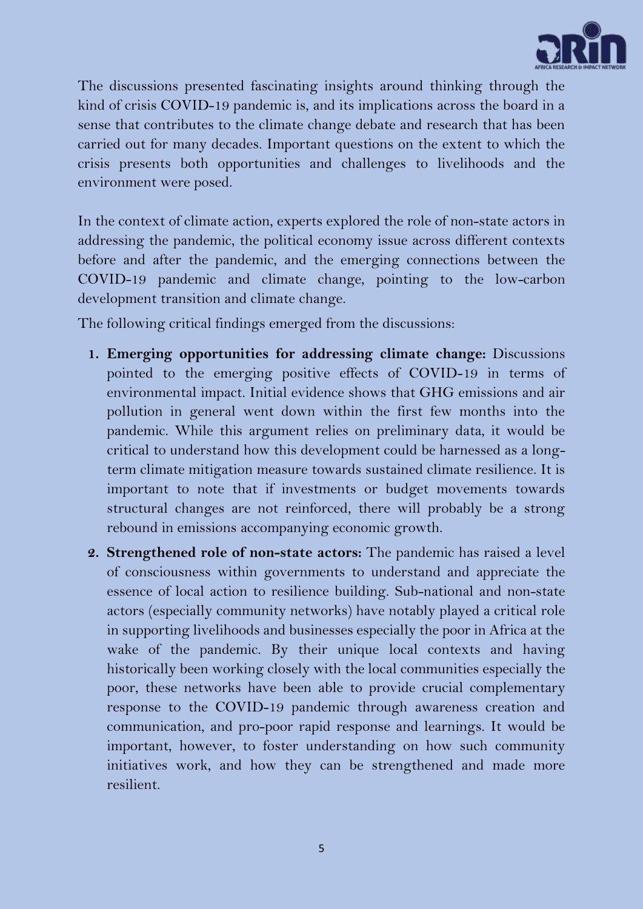The discussions presented fascinating insights around thinking through the kind of crisis COVID-19 pandemic is, and its implications across the board in a sense that contributes to the climate change debate and research that has been carried out for many decades. Important questions on the extent to which the crisis presents both opportunities and challenges to livelihoods and the environment were posed.

In the context of climate action, experts explored the role of non-state actors in addressing the pandemic, the political economy issue across different contexts before and after the pandemic, and the emerging connections between the COVID-19 pandemic and climate change, pointing to the low-carbon development transition and climate change.

The following critical findings emerged from the discussions:

1. **Emerging opportunities for addressing climate change:** Discussions pointed to the emerging positive effects of COVID-19 in terms of environmental impact. Initial evidence shows that GHG emissions and air pollution in general went down within the first few months into the pandemic. While this argument relies on preliminary data, it would be critical to understand how this development could be harnessed as a long-term climate mitigation measure towards sustained climate resilience. It is important to note that if investments or budget movements towards structural changes are not reinforced, there will probably be a strong rebound in emissions accompanying economic growth.
2. **Strengthened role of non-state actors:** The pandemic has raised a level of consciousness within governments to understand and appreciate the essence of local action to resilience building. Sub-national and non-state actors (especially community networks) have notably played a critical role in supporting livelihoods and businesses especially the poor in Africa at the wake of the pandemic. By their unique local contexts and having historically been working closely with the local communities especially the poor, these networks have been able to provide crucial complementary response to the COVID-19 pandemic through awareness creation and communication, and pro-poor rapid response and learnings. It would be important, however, to foster understanding on how such community initiatives work, and how they can be strengthened and made more resilient.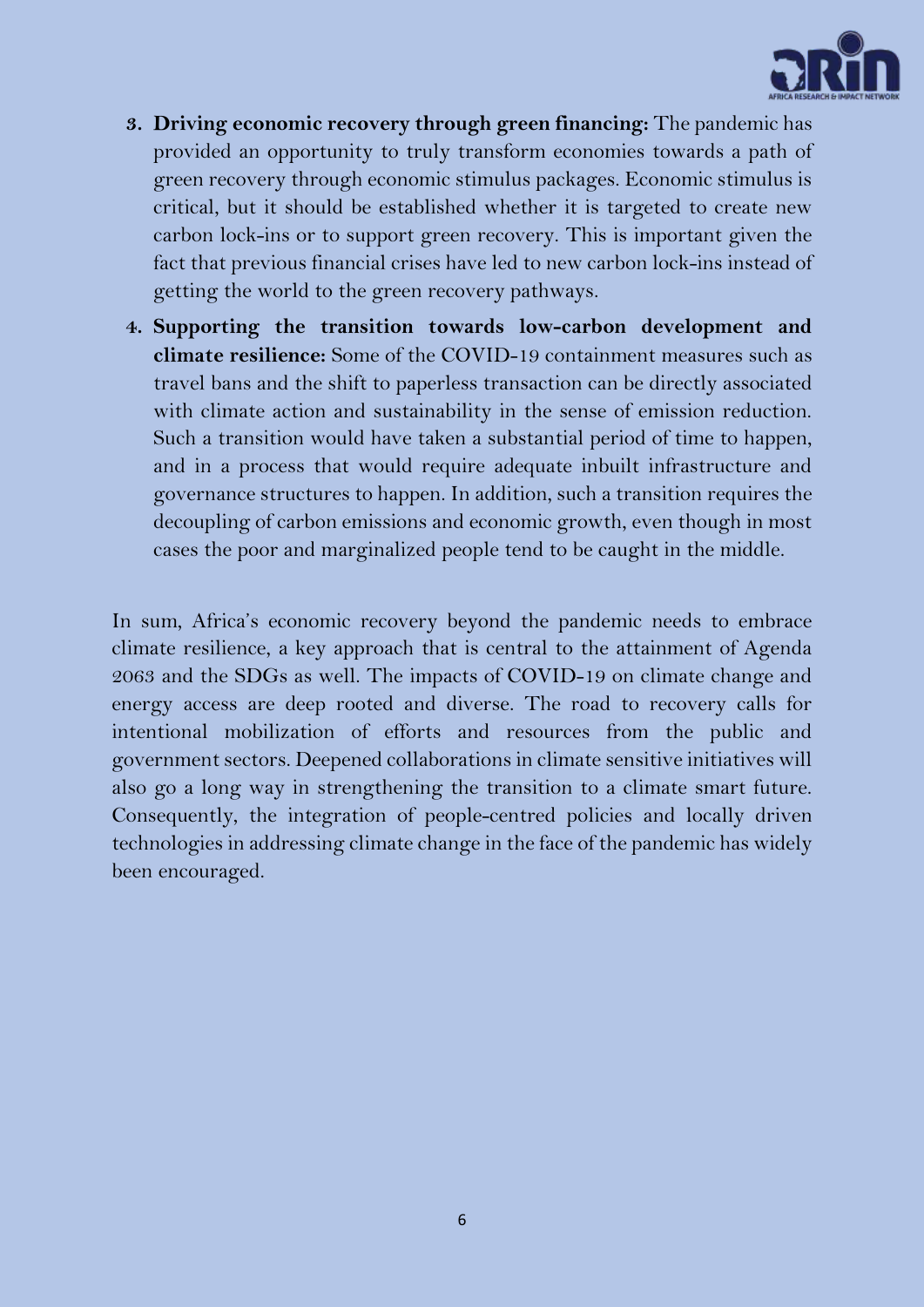3. **Driving economic recovery through green financing:** The pandemic has provided an opportunity to truly transform economies towards a path of green recovery through economic stimulus packages. Economic stimulus is critical, but it should be established whether it is targeted to create new carbon lock-ins or to support green recovery. This is important given the fact that previous financial crises have led to new carbon lock-ins instead of getting the world to the green recovery pathways.
4. **Supporting the transition towards low-carbon development and climate resilience:** Some of the COVID-19 containment measures such as travel bans and the shift to paperless transaction can be directly associated with climate action and sustainability in the sense of emission reduction. Such a transition would have taken a substantial period of time to happen, and in a process that would require adequate inbuilt infrastructure and governance structures to happen. In addition, such a transition requires the decoupling of carbon emissions and economic growth, even though in most cases the poor and marginalized people tend to be caught in the middle.

In sum, Africa's economic recovery beyond the pandemic needs to embrace climate resilience, a key approach that is central to the attainment of Agenda 2063 and the SDGs as well. The impacts of COVID-19 on climate change and energy access are deep rooted and diverse. The road to recovery calls for intentional mobilization of efforts and resources from the public and government sectors. Deepened collaborations in climate sensitive initiatives will also go a long way in strengthening the transition to a climate smart future. Consequently, the integration of people-centred policies and locally driven technologies in addressing climate change in the face of the pandemic has widely been encouraged.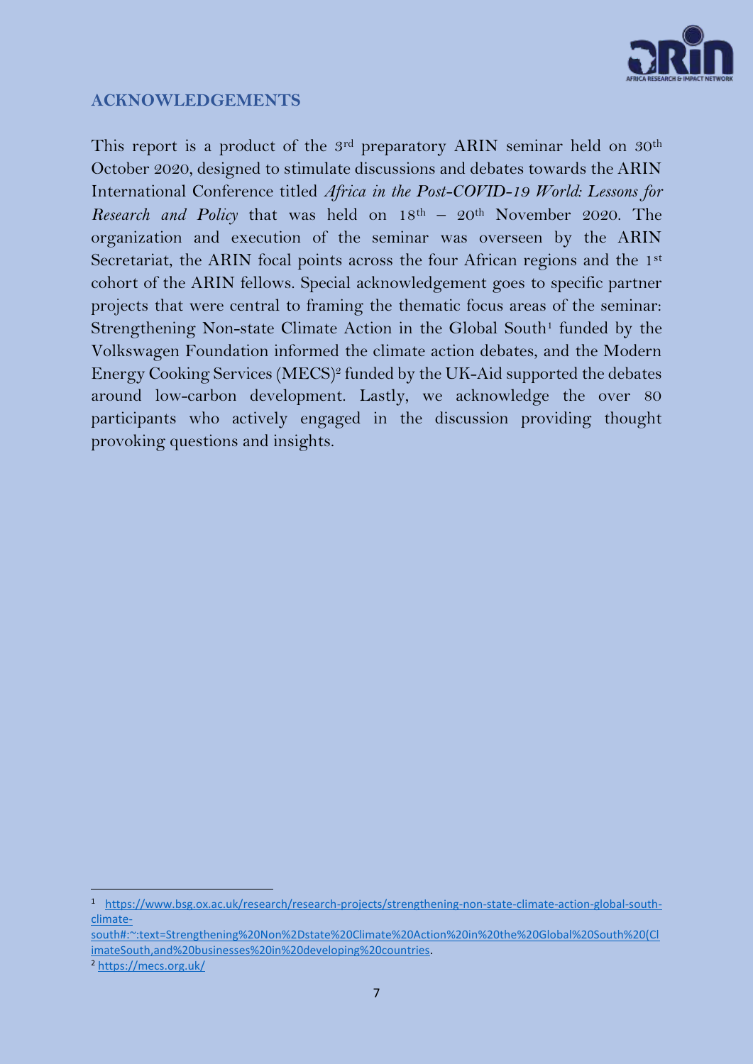## ACKNOWLEDGEMENTS

This report is a product of the 3rd preparatory ARIN seminar held on 30th October 2020, designed to stimulate discussions and debates towards the ARIN International Conference titled *Africa in the Post-COVID-19 World: Lessons for Research and Policy* that was held on 18th – 20th November 2020. The organization and execution of the seminar was overseen by the ARIN Secretariat, the ARIN focal points across the four African regions and the 1st cohort of the ARIN fellows. Special acknowledgement goes to specific partner projects that were central to framing the thematic focus areas of the seminar: Strengthening Non-state Climate Action in the Global South[1] funded by the Volkswagen Foundation informed the climate action debates, and the Modern Energy Cooking Services (MECS)[2] funded by the UK-Aid supported the debates around low-carbon development. Lastly, we acknowledge the over 80 participants who actively engaged in the discussion providing thought provoking questions and insights.

---

[1] https://www.bsg.ox.ac.uk/research/research-projects/strengthening-non-state-climate-action-global-south-climate-south#:~:text=Strengthening%20Non%2Dstate%20Climate%20Action%20in%20the%20Global%20South%20(ClimateSouth,and%20businesses%20in%20developing%20countries.

[2] https://mecs.org.uk/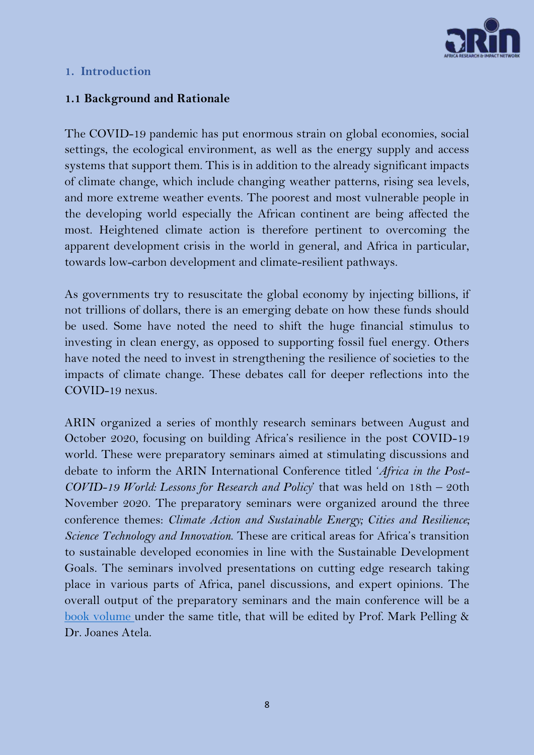## 1. Introduction

### 1.1 Background and Rationale

The COVID-19 pandemic has put enormous strain on global economies, social settings, the ecological environment, as well as the energy supply and access systems that support them. This is in addition to the already significant impacts of climate change, which include changing weather patterns, rising sea levels, and more extreme weather events. The poorest and most vulnerable people in the developing world especially the African continent are being affected the most. Heightened climate action is therefore pertinent to overcoming the apparent development crisis in the world in general, and Africa in particular, towards low-carbon development and climate-resilient pathways.

As governments try to resuscitate the global economy by injecting billions, if not trillions of dollars, there is an emerging debate on how these funds should be used. Some have noted the need to shift the huge financial stimulus to investing in clean energy, as opposed to supporting fossil fuel energy. Others have noted the need to invest in strengthening the resilience of societies to the impacts of climate change. These debates call for deeper reflections into the COVID-19 nexus.

ARIN organized a series of monthly research seminars between August and October 2020, focusing on building Africa's resilience in the post COVID-19 world. These were preparatory seminars aimed at stimulating discussions and debate to inform the ARIN International Conference titled '*Africa in the Post-COVID-19 World: Lessons for Research and Policy*' that was held on 18th – 20th November 2020. The preparatory seminars were organized around the three conference themes: *Climate Action and Sustainable Energy; Cities and Resilience; Science Technology and Innovation.* These are critical areas for Africa's transition to sustainable developed economies in line with the Sustainable Development Goals. The seminars involved presentations on cutting edge research taking place in various parts of Africa, panel discussions, and expert opinions. The overall output of the preparatory seminars and the main conference will be a book volume under the same title, that will be edited by Prof. Mark Pelling & Dr. Joanes Atela.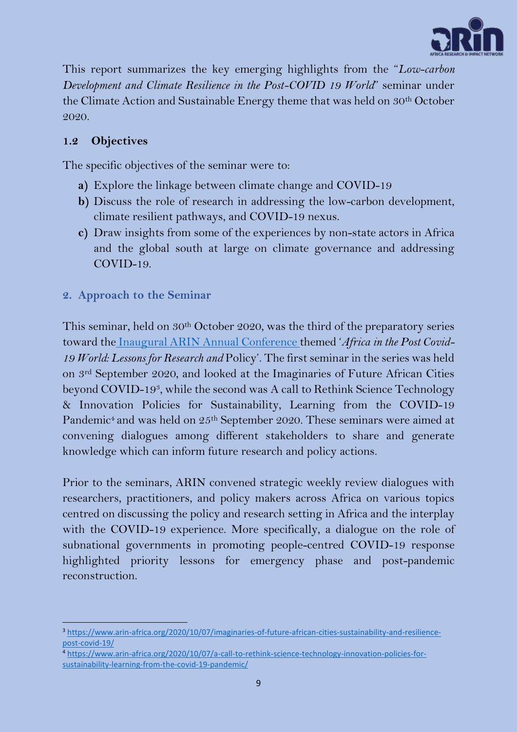This report summarizes the key emerging highlights from the "*Low-carbon Development and Climate Resilience in the Post-COVID 19 World*" seminar under the Climate Action and Sustainable Energy theme that was held on 30th October 2020.

### 1.2 Objectives

The specific objectives of the seminar were to:

a) Explore the linkage between climate change and COVID-19
b) Discuss the role of research in addressing the low-carbon development, climate resilient pathways, and COVID-19 nexus.
c) Draw insights from some of the experiences by non-state actors in Africa and the global south at large on climate governance and addressing COVID-19.

## 2. Approach to the Seminar

This seminar, held on 30th October 2020, was the third of the preparatory series toward the Inaugural ARIN Annual Conference themed '*Africa in the Post Covid-19 World: Lessons for Research and* Policy'. The first seminar in the series was held on 3rd September 2020, and looked at the Imaginaries of Future African Cities beyond COVID-19[3], while the second was A call to Rethink Science Technology & Innovation Policies for Sustainability, Learning from the COVID-19 Pandemic[4] and was held on 25th September 2020. These seminars were aimed at convening dialogues among different stakeholders to share and generate knowledge which can inform future research and policy actions.

Prior to the seminars, ARIN convened strategic weekly review dialogues with researchers, practitioners, and policy makers across Africa on various topics centred on discussing the policy and research setting in Africa and the interplay with the COVID-19 experience. More specifically, a dialogue on the role of subnational governments in promoting people-centred COVID-19 response highlighted priority lessons for emergency phase and post-pandemic reconstruction.

---

[3] https://www.arin-africa.org/2020/10/07/imaginaries-of-future-african-cities-sustainability-and-resilience-post-covid-19/

[4] https://www.arin-africa.org/2020/10/07/a-call-to-rethink-science-technology-innovation-policies-for-sustainability-learning-from-the-covid-19-pandemic/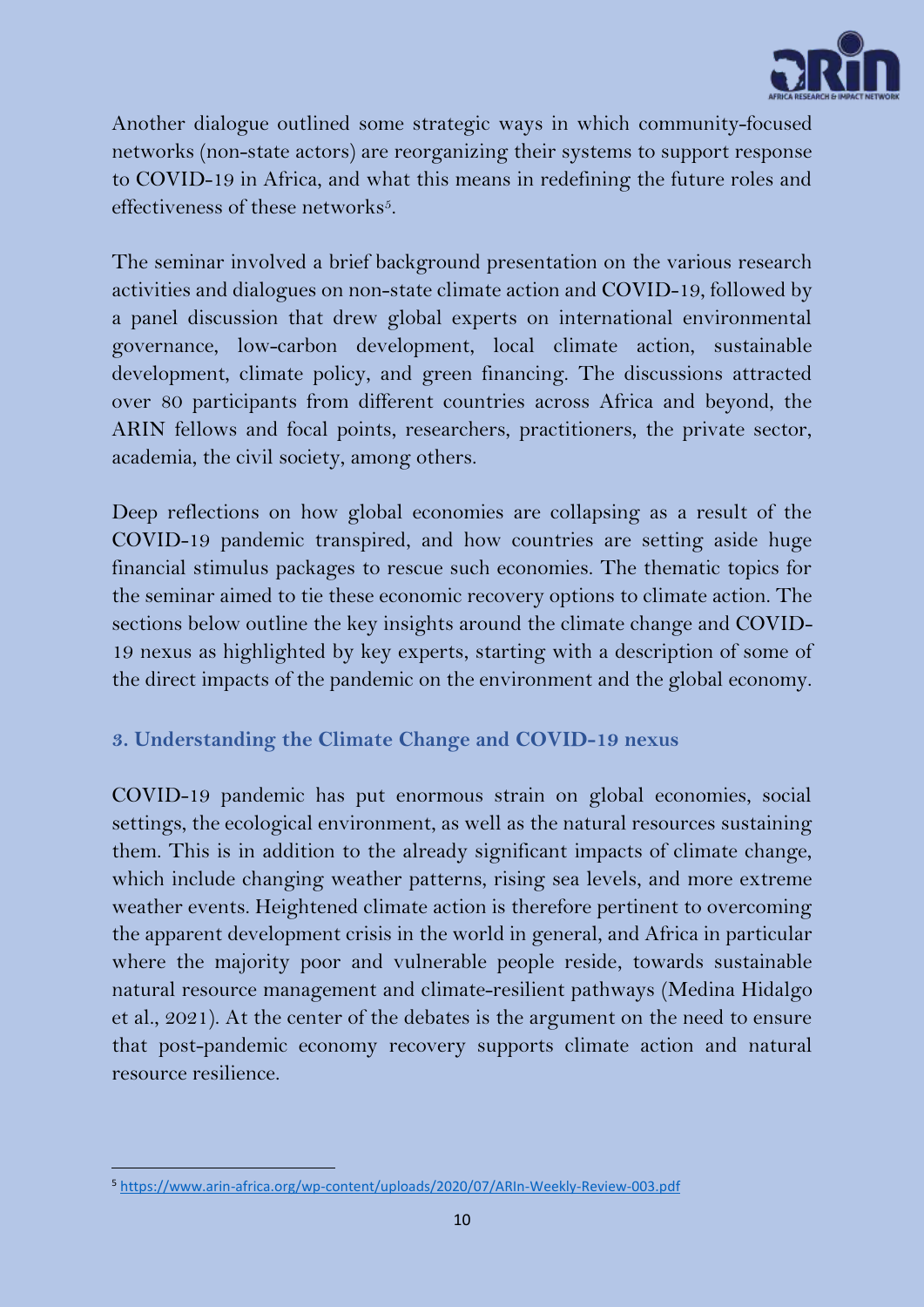Another dialogue outlined some strategic ways in which community-focused networks (non-state actors) are reorganizing their systems to support response to COVID-19 in Africa, and what this means in redefining the future roles and effectiveness of these networks[5].

The seminar involved a brief background presentation on the various research activities and dialogues on non-state climate action and COVID-19, followed by a panel discussion that drew global experts on international environmental governance, low-carbon development, local climate action, sustainable development, climate policy, and green financing. The discussions attracted over 80 participants from different countries across Africa and beyond, the ARIN fellows and focal points, researchers, practitioners, the private sector, academia, the civil society, among others.

Deep reflections on how global economies are collapsing as a result of the COVID-19 pandemic transpired, and how countries are setting aside huge financial stimulus packages to rescue such economies. The thematic topics for the seminar aimed to tie these economic recovery options to climate action. The sections below outline the key insights around the climate change and COVID-19 nexus as highlighted by key experts, starting with a description of some of the direct impacts of the pandemic on the environment and the global economy.

## 3. Understanding the Climate Change and COVID-19 nexus

COVID-19 pandemic has put enormous strain on global economies, social settings, the ecological environment, as well as the natural resources sustaining them. This is in addition to the already significant impacts of climate change, which include changing weather patterns, rising sea levels, and more extreme weather events. Heightened climate action is therefore pertinent to overcoming the apparent development crisis in the world in general, and Africa in particular where the majority poor and vulnerable people reside, towards sustainable natural resource management and climate-resilient pathways (Medina Hidalgo et al., 2021). At the center of the debates is the argument on the need to ensure that post-pandemic economy recovery supports climate action and natural resource resilience.

---

[5] https://www.arin-africa.org/wp-content/uploads/2020/07/ARIn-Weekly-Review-003.pdf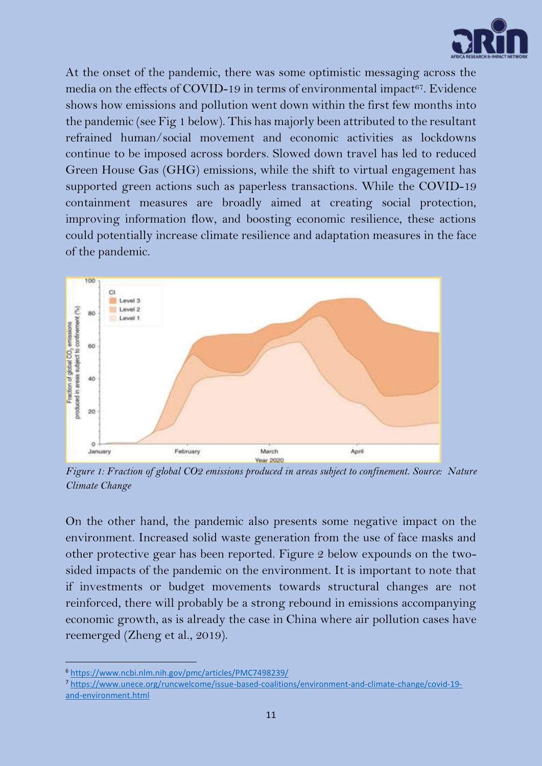At the onset of the pandemic, there was some optimistic messaging across the media on the effects of COVID-19 in terms of environmental impact[67]. Evidence shows how emissions and pollution went down within the first few months into the pandemic (see Fig 1 below). This has majorly been attributed to the resultant refrained human/social movement and economic activities as lockdowns continue to be imposed across borders. Slowed down travel has led to reduced Green House Gas (GHG) emissions, while the shift to virtual engagement has supported green actions such as paperless transactions. While the COVID-19 containment measures are broadly aimed at creating social protection, improving information flow, and boosting economic resilience, these actions could potentially increase climate resilience and adaptation measures in the face of the pandemic.

*Figure 1: Fraction of global CO2 emissions produced in areas subject to confinement. Source: Nature Climate Change*

On the other hand, the pandemic also presents some negative impact on the environment. Increased solid waste generation from the use of face masks and other protective gear has been reported. Figure 2 below expounds on the two-sided impacts of the pandemic on the environment. It is important to note that if investments or budget movements towards structural changes are not reinforced, there will probably be a strong rebound in emissions accompanying economic growth, as is already the case in China where air pollution cases have reemerged (Zheng et al., 2019).

---

[6] https://www.ncbi.nlm.nih.gov/pmc/articles/PMC7498239/

[7] https://www.unece.org/runcwelcome/issue-based-coalitions/environment-and-climate-change/covid-19-and-environment.html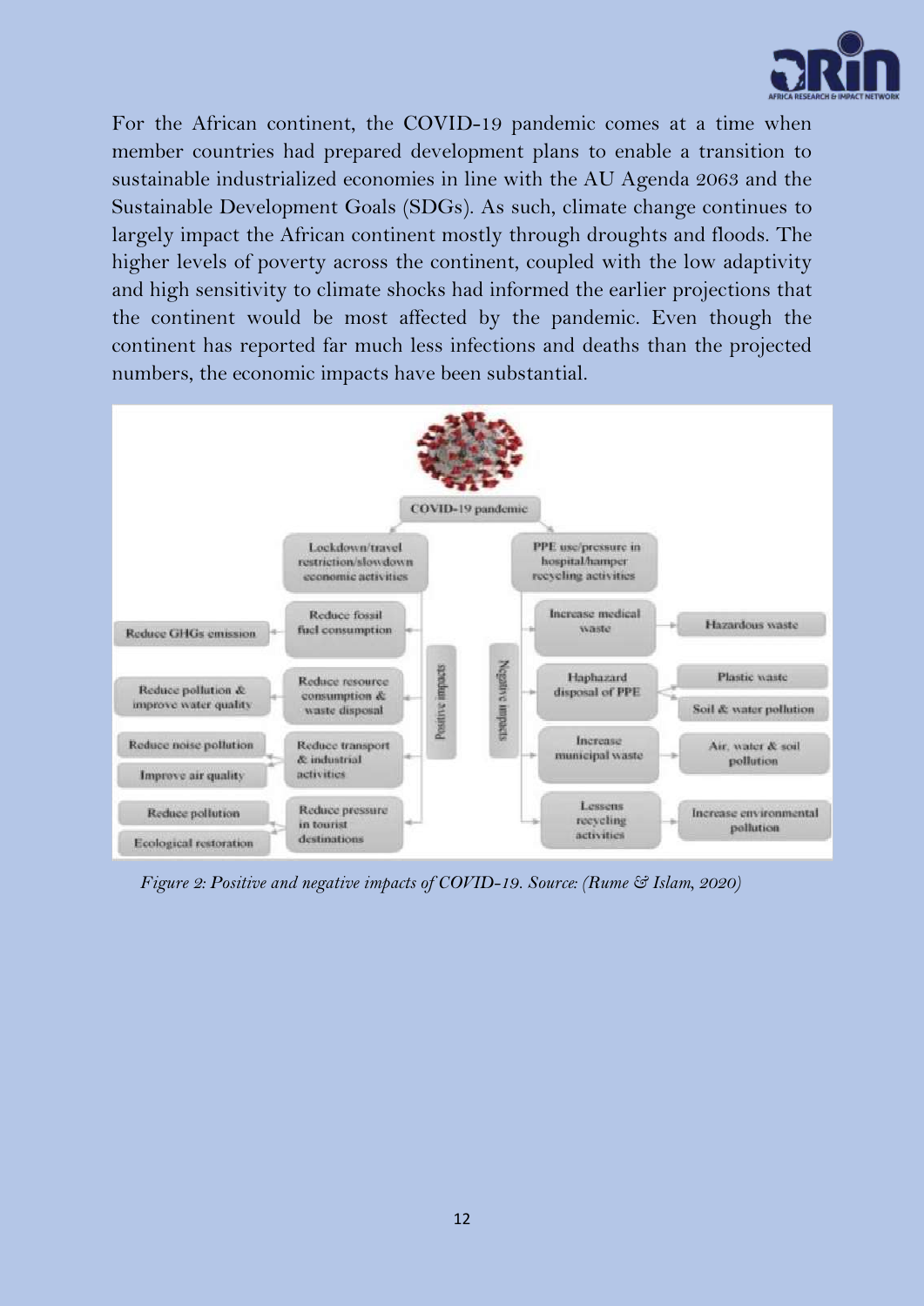For the African continent, the COVID-19 pandemic comes at a time when member countries had prepared development plans to enable a transition to sustainable industrialized economies in line with the AU Agenda 2063 and the Sustainable Development Goals (SDGs). As such, climate change continues to largely impact the African continent mostly through droughts and floods. The higher levels of poverty across the continent, coupled with the low adaptivity and high sensitivity to climate shocks had informed the earlier projections that the continent would be most affected by the pandemic. Even though the continent has reported far much less infections and deaths than the projected numbers, the economic impacts have been substantial.

*Figure 2: Positive and negative impacts of COVID-19. Source: (Rume & Islam, 2020)*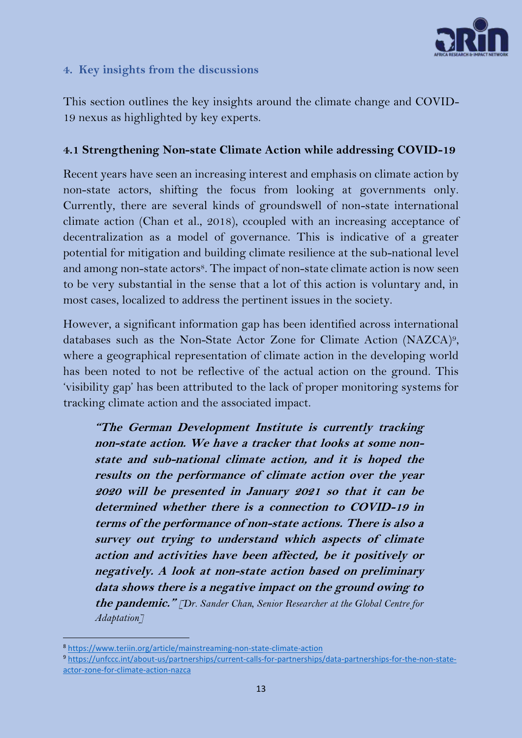## 4. Key insights from the discussions

This section outlines the key insights around the climate change and COVID-19 nexus as highlighted by key experts.

### 4.1 Strengthening Non-state Climate Action while addressing COVID-19

Recent years have seen an increasing interest and emphasis on climate action by non-state actors, shifting the focus from looking at governments only. Currently, there are several kinds of groundswell of non-state international climate action (Chan et al., 2018), ccoupled with an increasing acceptance of decentralization as a model of governance. This is indicative of a greater potential for mitigation and building climate resilience at the sub-national level and among non-state actors[8]. The impact of non-state climate action is now seen to be very substantial in the sense that a lot of this action is voluntary and, in most cases, localized to address the pertinent issues in the society.

However, a significant information gap has been identified across international databases such as the Non-State Actor Zone for Climate Action (NAZCA)[9], where a geographical representation of climate action in the developing world has been noted to not be reflective of the actual action on the ground. This 'visibility gap' has been attributed to the lack of proper monitoring systems for tracking climate action and the associated impact.

> ***"The German Development Institute is currently tracking non-state action. We have a tracker that looks at some non-state and sub-national climate action, and it is hoped the results on the performance of climate action over the year 2020 will be presented in January 2021 so that it can be determined whether there is a connection to COVID-19 in terms of the performance of non-state actions. There is also a survey out trying to understand which aspects of climate action and activities have been affected, be it positively or negatively. A look at non-state action based on preliminary data shows there is a negative impact on the ground owing to the pandemic."*** *[Dr. Sander Chan, Senior Researcher at the Global Centre for Adaptation]*

---

[8] https://www.teriin.org/article/mainstreaming-non-state-climate-action

[9] https://unfccc.int/about-us/partnerships/current-calls-for-partnerships/data-partnerships-for-the-non-state-actor-zone-for-climate-action-nazca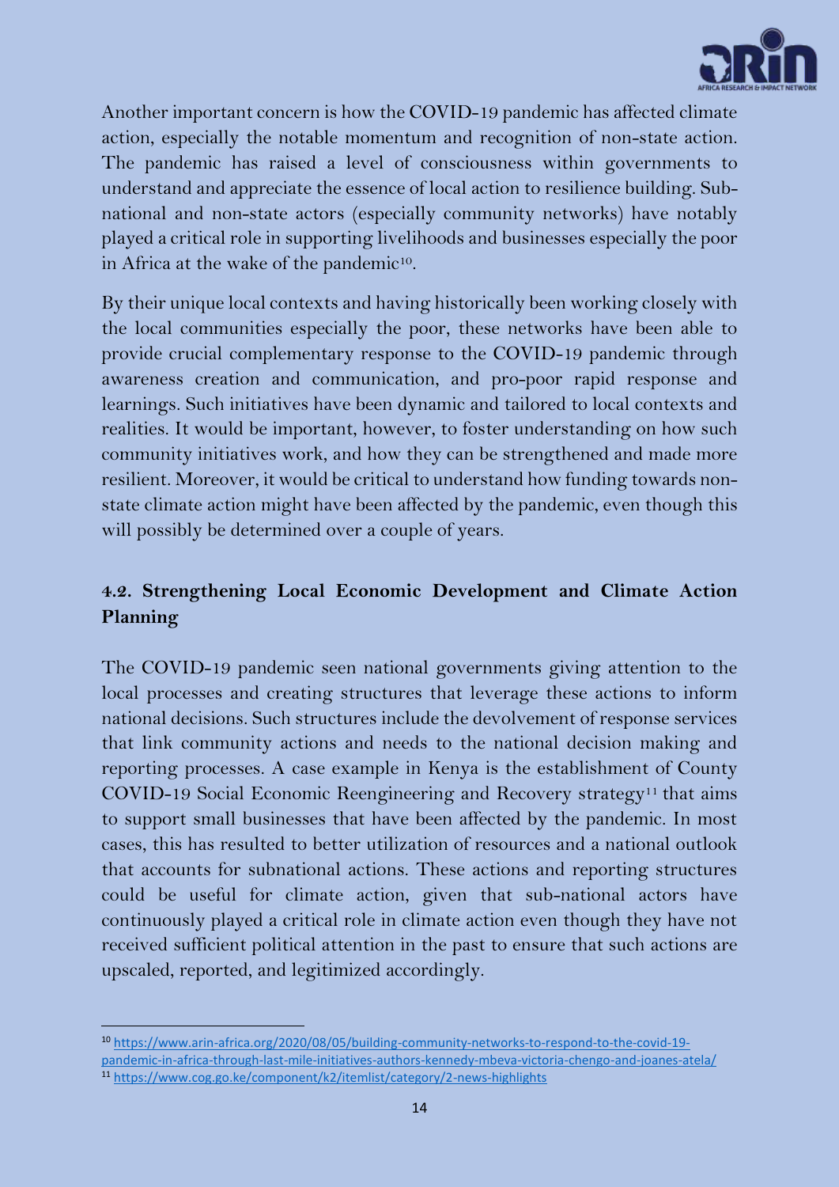Another important concern is how the COVID-19 pandemic has affected climate action, especially the notable momentum and recognition of non-state action. The pandemic has raised a level of consciousness within governments to understand and appreciate the essence of local action to resilience building. Sub-national and non-state actors (especially community networks) have notably played a critical role in supporting livelihoods and businesses especially the poor in Africa at the wake of the pandemic[10].

By their unique local contexts and having historically been working closely with the local communities especially the poor, these networks have been able to provide crucial complementary response to the COVID-19 pandemic through awareness creation and communication, and pro-poor rapid response and learnings. Such initiatives have been dynamic and tailored to local contexts and realities. It would be important, however, to foster understanding on how such community initiatives work, and how they can be strengthened and made more resilient. Moreover, it would be critical to understand how funding towards non-state climate action might have been affected by the pandemic, even though this will possibly be determined over a couple of years.

### 4.2. Strengthening Local Economic Development and Climate Action Planning

The COVID-19 pandemic seen national governments giving attention to the local processes and creating structures that leverage these actions to inform national decisions. Such structures include the devolvement of response services that link community actions and needs to the national decision making and reporting processes. A case example in Kenya is the establishment of County COVID-19 Social Economic Reengineering and Recovery strategy[11] that aims to support small businesses that have been affected by the pandemic. In most cases, this has resulted to better utilization of resources and a national outlook that accounts for subnational actions. These actions and reporting structures could be useful for climate action, given that sub-national actors have continuously played a critical role in climate action even though they have not received sufficient political attention in the past to ensure that such actions are upscaled, reported, and legitimized accordingly.

---

[10] https://www.arin-africa.org/2020/08/05/building-community-networks-to-respond-to-the-covid-19-pandemic-in-africa-through-last-mile-initiatives-authors-kennedy-mbeva-victoria-chengo-and-joanes-atela/

[11] https://www.cog.go.ke/component/k2/itemlist/category/2-news-highlights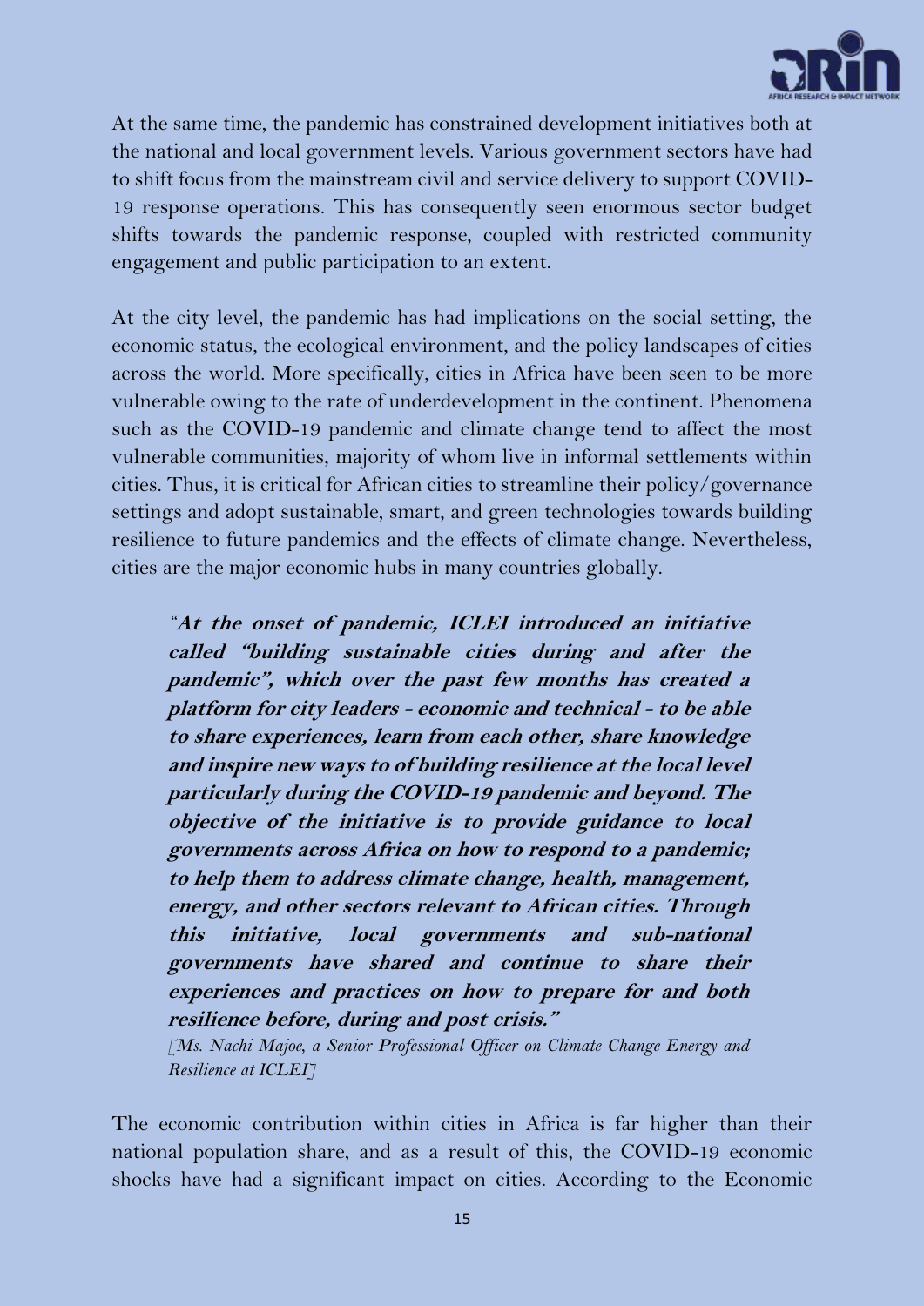At the same time, the pandemic has constrained development initiatives both at the national and local government levels. Various government sectors have had to shift focus from the mainstream civil and service delivery to support COVID-19 response operations. This has consequently seen enormous sector budget shifts towards the pandemic response, coupled with restricted community engagement and public participation to an extent.

At the city level, the pandemic has had implications on the social setting, the economic status, the ecological environment, and the policy landscapes of cities across the world. More specifically, cities in Africa have been seen to be more vulnerable owing to the rate of underdevelopment in the continent. Phenomena such as the COVID-19 pandemic and climate change tend to affect the most vulnerable communities, majority of whom live in informal settlements within cities. Thus, it is critical for African cities to streamline their policy/governance settings and adopt sustainable, smart, and green technologies towards building resilience to future pandemics and the effects of climate change. Nevertheless, cities are the major economic hubs in many countries globally.

> ***"At the onset of pandemic, ICLEI introduced an initiative called "building sustainable cities during and after the pandemic", which over the past few months has created a platform for city leaders - economic and technical - to be able to share experiences, learn from each other, share knowledge and inspire new ways to of building resilience at the local level particularly during the COVID-19 pandemic and beyond. The objective of the initiative is to provide guidance to local governments across Africa on how to respond to a pandemic; to help them to address climate change, health, management, energy, and other sectors relevant to African cities. Through this initiative, local governments and sub-national governments have shared and continue to share their experiences and practices on how to prepare for and both resilience before, during and post crisis."***
>
> *[Ms. Nachi Majoe, a Senior Professional Officer on Climate Change Energy and Resilience at ICLEI]*

The economic contribution within cities in Africa is far higher than their national population share, and as a result of this, the COVID-19 economic shocks have had a significant impact on cities. According to the Economic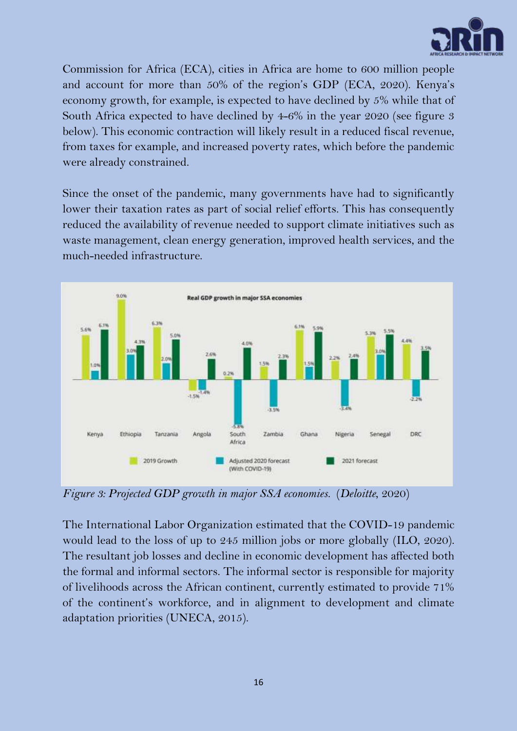Commission for Africa (ECA), cities in Africa are home to 600 million people and account for more than 50% of the region's GDP (ECA, 2020). Kenya's economy growth, for example, is expected to have declined by 5% while that of South Africa expected to have declined by 4-6% in the year 2020 (see figure 3 below). This economic contraction will likely result in a reduced fiscal revenue, from taxes for example, and increased poverty rates, which before the pandemic were already constrained.

Since the onset of the pandemic, many governments have had to significantly lower their taxation rates as part of social relief efforts. This has consequently reduced the availability of revenue needed to support climate initiatives such as waste management, clean energy generation, improved health services, and the much-needed infrastructure.

**Real GDP growth in major SSA economies**

| Country | 2019 Growth | Adjusted 2020 forecast (With COVID-19) | 2021 forecast |
|---|---|---|---|
| Kenya | 5.6% | 1.0% | 6.1% |
| Ethiopia | 9.0% | 3.0% | 4.3% |
| Tanzania | 6.3% | 2.0% | 5.0% |
| Angola | -1.5% | -1.4% | 2.6% |
| South Africa | 0.2% | -5.8% | 4.0% |
| Zambia | 1.5% | -3.5% | 2.3% |
| Ghana | 6.1% | 1.5% | 5.9% |
| Nigeria | 2.2% | -3.4% | 2.4% |
| Senegal | 5.3% | 3.0% | 5.5% |
| DRC | 4.4% | -2.2% | 3.5% |

*Figure 3: Projected GDP growth in major SSA economies.* (*Deloitte*, 2020)

The International Labor Organization estimated that the COVID-19 pandemic would lead to the loss of up to 245 million jobs or more globally (ILO, 2020). The resultant job losses and decline in economic development has affected both the formal and informal sectors. The informal sector is responsible for majority of livelihoods across the African continent, currently estimated to provide 71% of the continent's workforce, and in alignment to development and climate adaptation priorities (UNECA, 2015).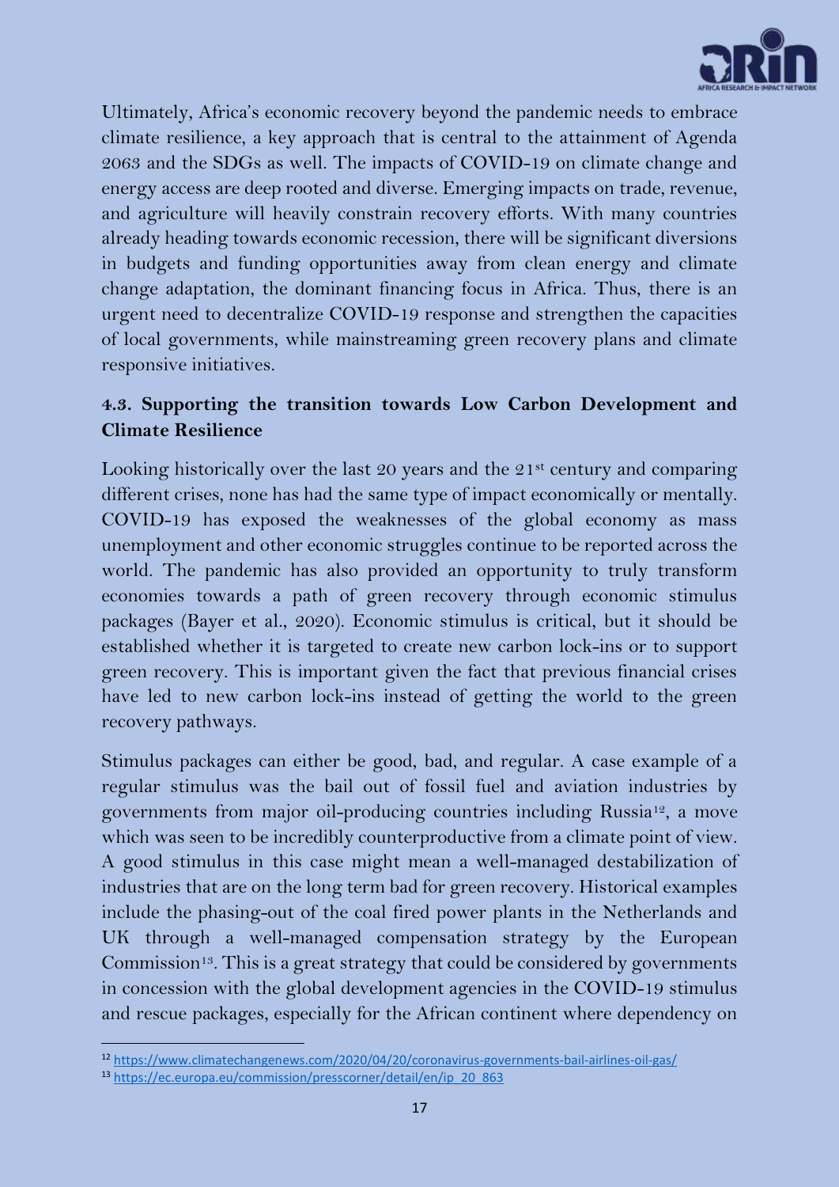Ultimately, Africa's economic recovery beyond the pandemic needs to embrace climate resilience, a key approach that is central to the attainment of Agenda 2063 and the SDGs as well. The impacts of COVID-19 on climate change and energy access are deep rooted and diverse. Emerging impacts on trade, revenue, and agriculture will heavily constrain recovery efforts. With many countries already heading towards economic recession, there will be significant diversions in budgets and funding opportunities away from clean energy and climate change adaptation, the dominant financing focus in Africa. Thus, there is an urgent need to decentralize COVID-19 response and strengthen the capacities of local governments, while mainstreaming green recovery plans and climate responsive initiatives.

### 4.3. Supporting the transition towards Low Carbon Development and Climate Resilience

Looking historically over the last 20 years and the 21st century and comparing different crises, none has had the same type of impact economically or mentally. COVID-19 has exposed the weaknesses of the global economy as mass unemployment and other economic struggles continue to be reported across the world. The pandemic has also provided an opportunity to truly transform economies towards a path of green recovery through economic stimulus packages (Bayer et al., 2020). Economic stimulus is critical, but it should be established whether it is targeted to create new carbon lock-ins or to support green recovery. This is important given the fact that previous financial crises have led to new carbon lock-ins instead of getting the world to the green recovery pathways.

Stimulus packages can either be good, bad, and regular. A case example of a regular stimulus was the bail out of fossil fuel and aviation industries by governments from major oil-producing countries including Russia[12], a move which was seen to be incredibly counterproductive from a climate point of view. A good stimulus in this case might mean a well-managed destabilization of industries that are on the long term bad for green recovery. Historical examples include the phasing-out of the coal fired power plants in the Netherlands and UK through a well-managed compensation strategy by the European Commission[13]. This is a great strategy that could be considered by governments in concession with the global development agencies in the COVID-19 stimulus and rescue packages, especially for the African continent where dependency on

---

[12] https://www.climatechangenews.com/2020/04/20/coronavirus-governments-bail-airlines-oil-gas/

[13] https://ec.europa.eu/commission/presscorner/detail/en/ip_20_863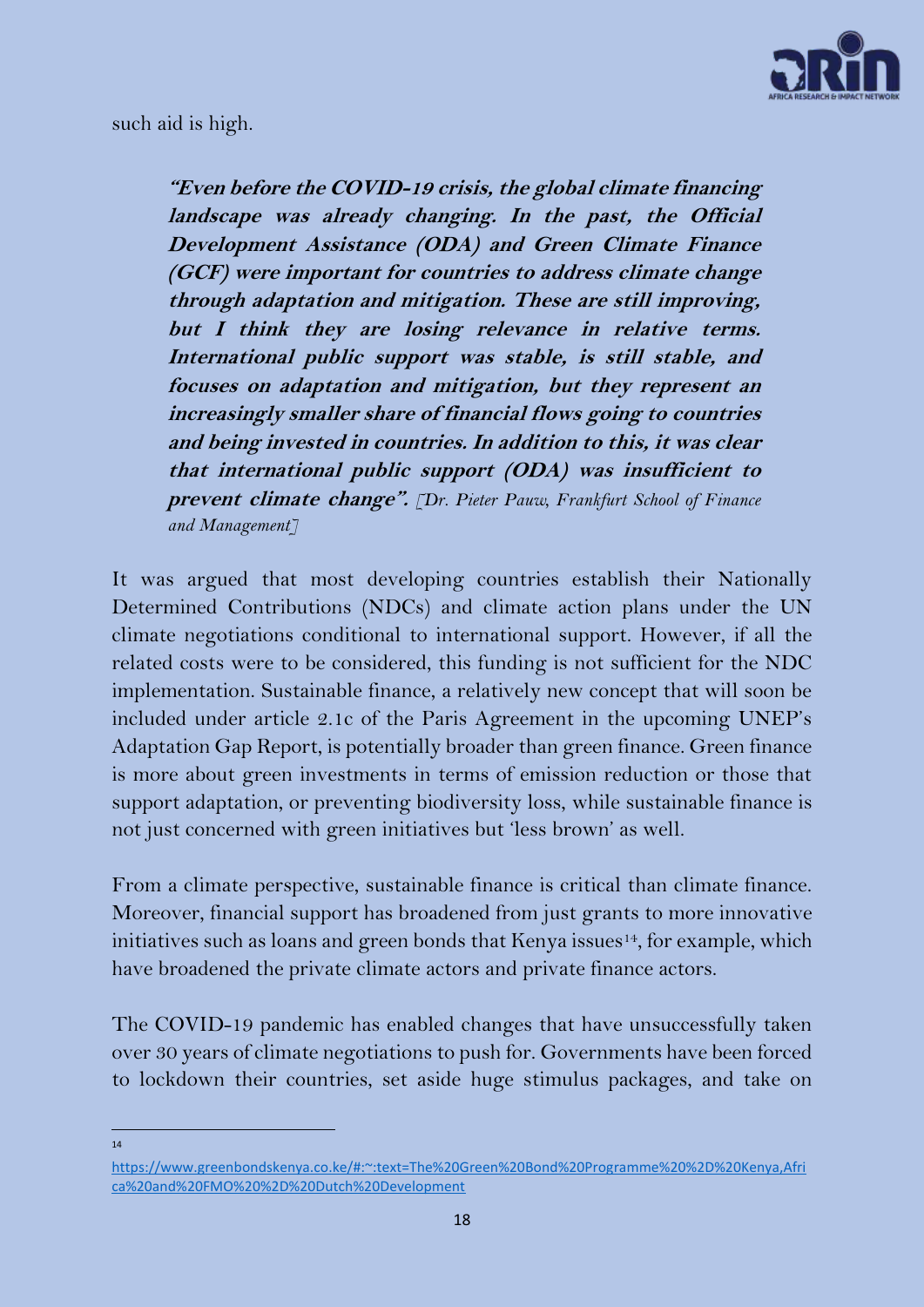such aid is high.

> ***"Even before the COVID-19 crisis, the global climate financing landscape was already changing. In the past, the Official Development Assistance (ODA) and Green Climate Finance (GCF) were important for countries to address climate change through adaptation and mitigation. These are still improving, but I think they are losing relevance in relative terms. International public support was stable, is still stable, and focuses on adaptation and mitigation, but they represent an increasingly smaller share of financial flows going to countries and being invested in countries. In addition to this, it was clear that international public support (ODA) was insufficient to prevent climate change".*** *[Dr. Pieter Pauw, Frankfurt School of Finance and Management]*

It was argued that most developing countries establish their Nationally Determined Contributions (NDCs) and climate action plans under the UN climate negotiations conditional to international support. However, if all the related costs were to be considered, this funding is not sufficient for the NDC implementation. Sustainable finance, a relatively new concept that will soon be included under article 2.1c of the Paris Agreement in the upcoming UNEP's Adaptation Gap Report, is potentially broader than green finance. Green finance is more about green investments in terms of emission reduction or those that support adaptation, or preventing biodiversity loss, while sustainable finance is not just concerned with green initiatives but 'less brown' as well.

From a climate perspective, sustainable finance is critical than climate finance. Moreover, financial support has broadened from just grants to more innovative initiatives such as loans and green bonds that Kenya issues[14], for example, which have broadened the private climate actors and private finance actors.

The COVID-19 pandemic has enabled changes that have unsuccessfully taken over 30 years of climate negotiations to push for. Governments have been forced to lockdown their countries, set aside huge stimulus packages, and take on

---

[14] https://www.greenbondskenya.co.ke/#:~:text=The%20Green%20Bond%20Programme%20%2D%20Kenya,Africa%20and%20FMO%20%2D%20Dutch%20Development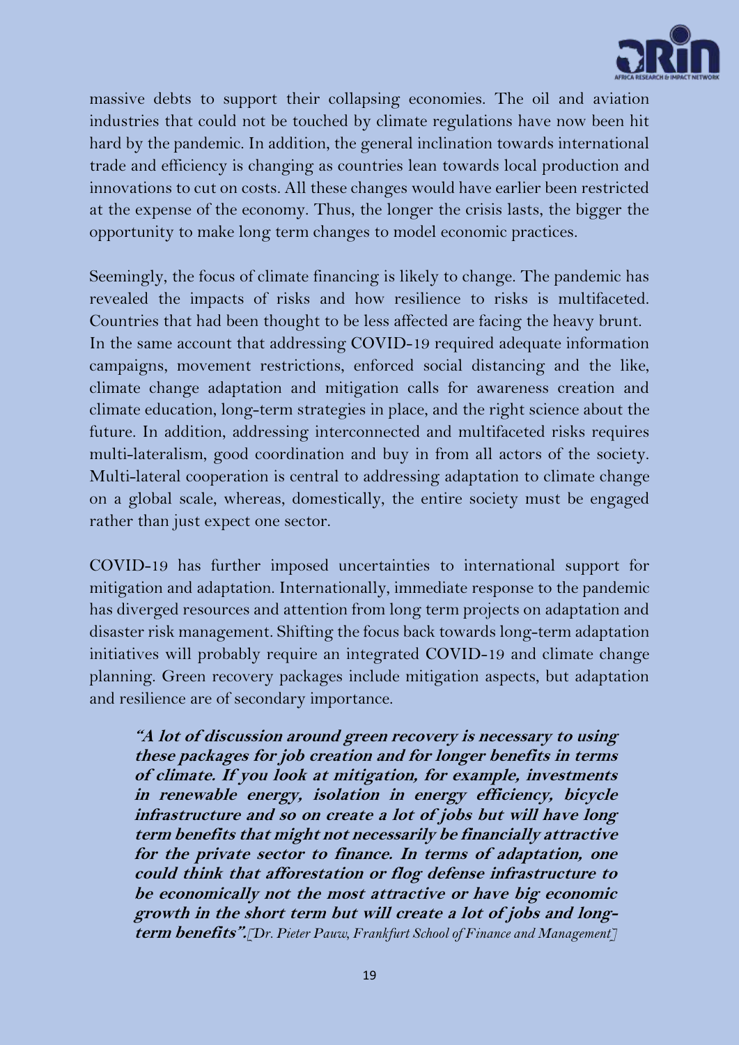massive debts to support their collapsing economies. The oil and aviation industries that could not be touched by climate regulations have now been hit hard by the pandemic. In addition, the general inclination towards international trade and efficiency is changing as countries lean towards local production and innovations to cut on costs. All these changes would have earlier been restricted at the expense of the economy. Thus, the longer the crisis lasts, the bigger the opportunity to make long term changes to model economic practices.

Seemingly, the focus of climate financing is likely to change. The pandemic has revealed the impacts of risks and how resilience to risks is multifaceted. Countries that had been thought to be less affected are facing the heavy brunt. In the same account that addressing COVID-19 required adequate information campaigns, movement restrictions, enforced social distancing and the like, climate change adaptation and mitigation calls for awareness creation and climate education, long-term strategies in place, and the right science about the future. In addition, addressing interconnected and multifaceted risks requires multi-lateralism, good coordination and buy in from all actors of the society. Multi-lateral cooperation is central to addressing adaptation to climate change on a global scale, whereas, domestically, the entire society must be engaged rather than just expect one sector.

COVID-19 has further imposed uncertainties to international support for mitigation and adaptation. Internationally, immediate response to the pandemic has diverged resources and attention from long term projects on adaptation and disaster risk management. Shifting the focus back towards long-term adaptation initiatives will probably require an integrated COVID-19 and climate change planning. Green recovery packages include mitigation aspects, but adaptation and resilience are of secondary importance.

> ***"A lot of discussion around green recovery is necessary to using these packages for job creation and for longer benefits in terms of climate. If you look at mitigation, for example, investments in renewable energy, isolation in energy efficiency, bicycle infrastructure and so on create a lot of jobs but will have long term benefits that might not necessarily be financially attractive for the private sector to finance. In terms of adaptation, one could think that afforestation or flog defense infrastructure to be economically not the most attractive or have big economic growth in the short term but will create a lot of jobs and long-term benefits".*** *[Dr. Pieter Pauw, Frankfurt School of Finance and Management]*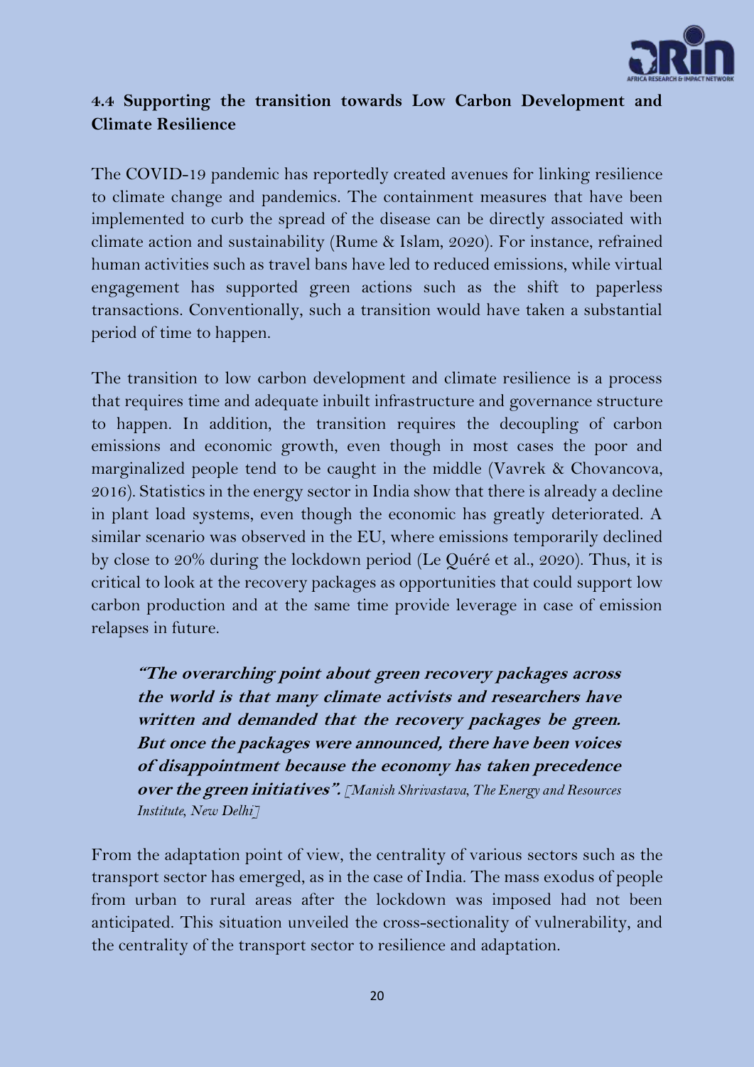### 4.4 Supporting the transition towards Low Carbon Development and Climate Resilience

The COVID-19 pandemic has reportedly created avenues for linking resilience to climate change and pandemics. The containment measures that have been implemented to curb the spread of the disease can be directly associated with climate action and sustainability (Rume & Islam, 2020). For instance, refrained human activities such as travel bans have led to reduced emissions, while virtual engagement has supported green actions such as the shift to paperless transactions. Conventionally, such a transition would have taken a substantial period of time to happen.

The transition to low carbon development and climate resilience is a process that requires time and adequate inbuilt infrastructure and governance structure to happen. In addition, the transition requires the decoupling of carbon emissions and economic growth, even though in most cases the poor and marginalized people tend to be caught in the middle (Vavrek & Chovancova, 2016). Statistics in the energy sector in India show that there is already a decline in plant load systems, even though the economic has greatly deteriorated. A similar scenario was observed in the EU, where emissions temporarily declined by close to 20% during the lockdown period (Le Quéré et al., 2020). Thus, it is critical to look at the recovery packages as opportunities that could support low carbon production and at the same time provide leverage in case of emission relapses in future.

> ***"The overarching point about green recovery packages across the world is that many climate activists and researchers have written and demanded that the recovery packages be green. But once the packages were announced, there have been voices of disappointment because the economy has taken precedence over the green initiatives".*** *[Manish Shrivastava, The Energy and Resources Institute, New Delhi]*

From the adaptation point of view, the centrality of various sectors such as the transport sector has emerged, as in the case of India. The mass exodus of people from urban to rural areas after the lockdown was imposed had not been anticipated. This situation unveiled the cross-sectionality of vulnerability, and the centrality of the transport sector to resilience and adaptation.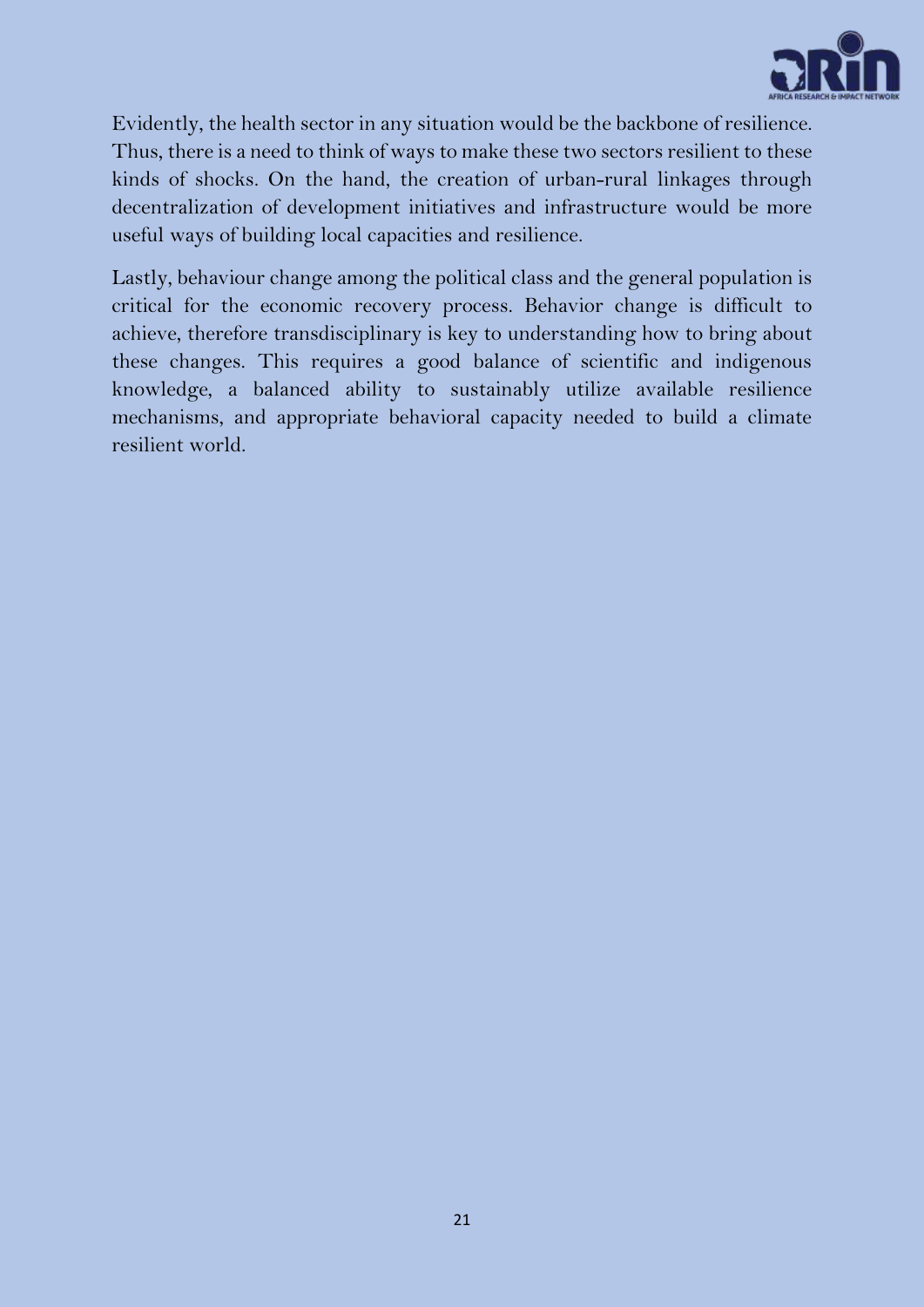Evidently, the health sector in any situation would be the backbone of resilience. Thus, there is a need to think of ways to make these two sectors resilient to these kinds of shocks. On the hand, the creation of urban-rural linkages through decentralization of development initiatives and infrastructure would be more useful ways of building local capacities and resilience.

Lastly, behaviour change among the political class and the general population is critical for the economic recovery process. Behavior change is difficult to achieve, therefore transdisciplinary is key to understanding how to bring about these changes. This requires a good balance of scientific and indigenous knowledge, a balanced ability to sustainably utilize available resilience mechanisms, and appropriate behavioral capacity needed to build a climate resilient world.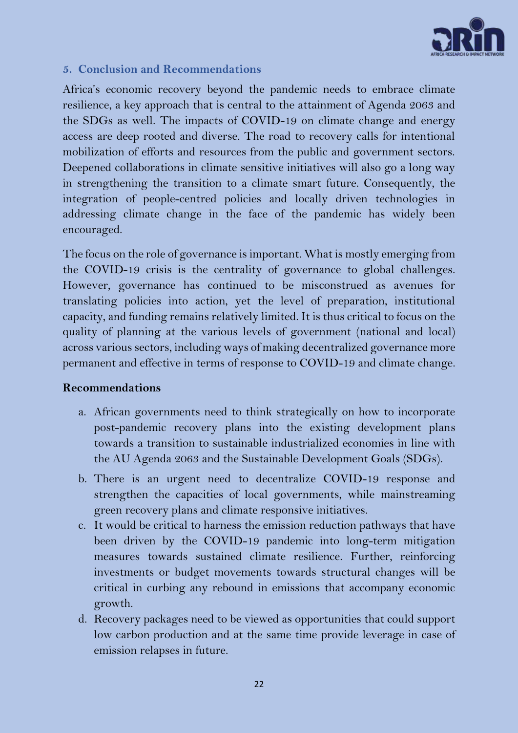## 5. Conclusion and Recommendations

Africa's economic recovery beyond the pandemic needs to embrace climate resilience, a key approach that is central to the attainment of Agenda 2063 and the SDGs as well. The impacts of COVID-19 on climate change and energy access are deep rooted and diverse. The road to recovery calls for intentional mobilization of efforts and resources from the public and government sectors. Deepened collaborations in climate sensitive initiatives will also go a long way in strengthening the transition to a climate smart future. Consequently, the integration of people-centred policies and locally driven technologies in addressing climate change in the face of the pandemic has widely been encouraged.

The focus on the role of governance is important. What is mostly emerging from the COVID-19 crisis is the centrality of governance to global challenges. However, governance has continued to be misconstrued as avenues for translating policies into action, yet the level of preparation, institutional capacity, and funding remains relatively limited. It is thus critical to focus on the quality of planning at the various levels of government (national and local) across various sectors, including ways of making decentralized governance more permanent and effective in terms of response to COVID-19 and climate change.

### Recommendations

a. African governments need to think strategically on how to incorporate post-pandemic recovery plans into the existing development plans towards a transition to sustainable industrialized economies in line with the AU Agenda 2063 and the Sustainable Development Goals (SDGs).

b. There is an urgent need to decentralize COVID-19 response and strengthen the capacities of local governments, while mainstreaming green recovery plans and climate responsive initiatives.

c. It would be critical to harness the emission reduction pathways that have been driven by the COVID-19 pandemic into long-term mitigation measures towards sustained climate resilience. Further, reinforcing investments or budget movements towards structural changes will be critical in curbing any rebound in emissions that accompany economic growth.

d. Recovery packages need to be viewed as opportunities that could support low carbon production and at the same time provide leverage in case of emission relapses in future.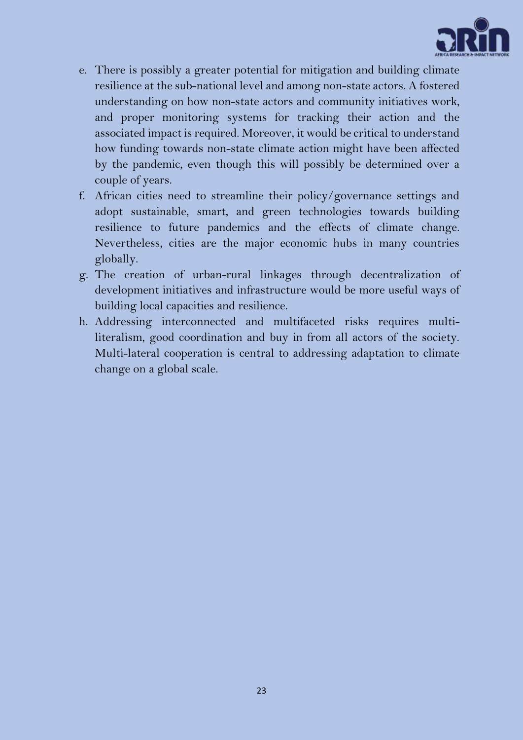e. There is possibly a greater potential for mitigation and building climate resilience at the sub-national level and among non-state actors. A fostered understanding on how non-state actors and community initiatives work, and proper monitoring systems for tracking their action and the associated impact is required. Moreover, it would be critical to understand how funding towards non-state climate action might have been affected by the pandemic, even though this will possibly be determined over a couple of years.
f. African cities need to streamline their policy/governance settings and adopt sustainable, smart, and green technologies towards building resilience to future pandemics and the effects of climate change. Nevertheless, cities are the major economic hubs in many countries globally.
g. The creation of urban-rural linkages through decentralization of development initiatives and infrastructure would be more useful ways of building local capacities and resilience.
h. Addressing interconnected and multifaceted risks requires multi-literalism, good coordination and buy in from all actors of the society. Multi-lateral cooperation is central to addressing adaptation to climate change on a global scale.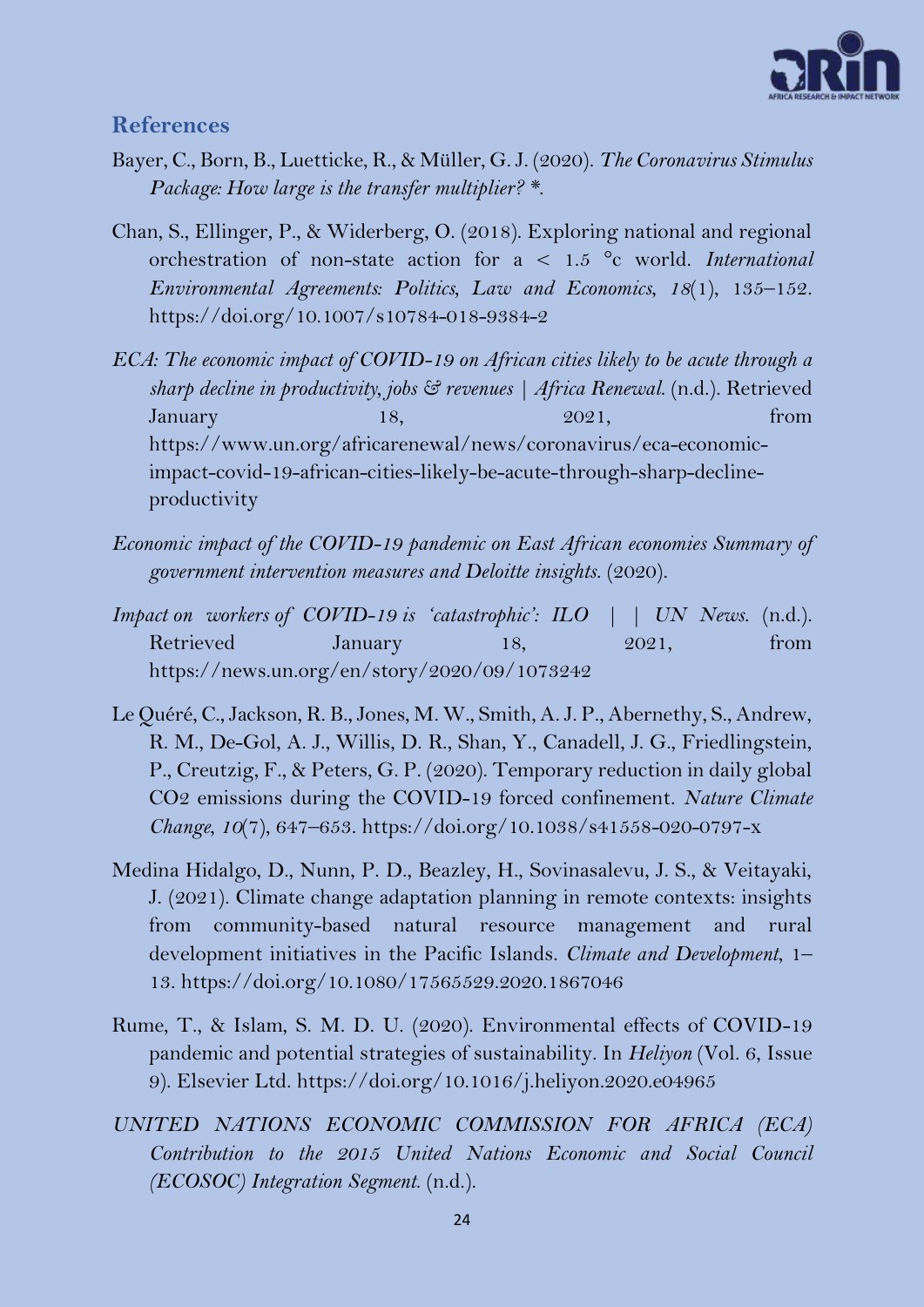## References

Bayer, C., Born, B., Luetticke, R., & Müller, G. J. (2020). *The Coronavirus Stimulus Package: How large is the transfer multiplier? \*.*

Chan, S., Ellinger, P., & Widerberg, O. (2018). Exploring national and regional orchestration of non-state action for a < 1.5 °c world. *International Environmental Agreements: Politics, Law and Economics*, *18*(1), 135–152. https://doi.org/10.1007/s10784-018-9384-2

*ECA: The economic impact of COVID-19 on African cities likely to be acute through a sharp decline in productivity, jobs & revenues | Africa Renewal.* (n.d.). Retrieved January 18, 2021, from https://www.un.org/africarenewal/news/coronavirus/eca-economic-impact-covid-19-african-cities-likely-be-acute-through-sharp-decline-productivity

*Economic impact of the COVID-19 pandemic on East African economies Summary of government intervention measures and Deloitte insights.* (2020).

*Impact on workers of COVID-19 is 'catastrophic': ILO | | UN News.* (n.d.). Retrieved January 18, 2021, from https://news.un.org/en/story/2020/09/1073242

Le Quéré, C., Jackson, R. B., Jones, M. W., Smith, A. J. P., Abernethy, S., Andrew, R. M., De-Gol, A. J., Willis, D. R., Shan, Y., Canadell, J. G., Friedlingstein, P., Creutzig, F., & Peters, G. P. (2020). Temporary reduction in daily global CO2 emissions during the COVID-19 forced confinement. *Nature Climate Change*, *10*(7), 647–653. https://doi.org/10.1038/s41558-020-0797-x

Medina Hidalgo, D., Nunn, P. D., Beazley, H., Sovinasalevu, J. S., & Veitayaki, J. (2021). Climate change adaptation planning in remote contexts: insights from community-based natural resource management and rural development initiatives in the Pacific Islands. *Climate and Development*, 1–13. https://doi.org/10.1080/17565529.2020.1867046

Rume, T., & Islam, S. M. D. U. (2020). Environmental effects of COVID-19 pandemic and potential strategies of sustainability. In *Heliyon* (Vol. 6, Issue 9). Elsevier Ltd. https://doi.org/10.1016/j.heliyon.2020.e04965

*UNITED NATIONS ECONOMIC COMMISSION FOR AFRICA (ECA) Contribution to the 2015 United Nations Economic and Social Council (ECOSOC) Integration Segment.* (n.d.).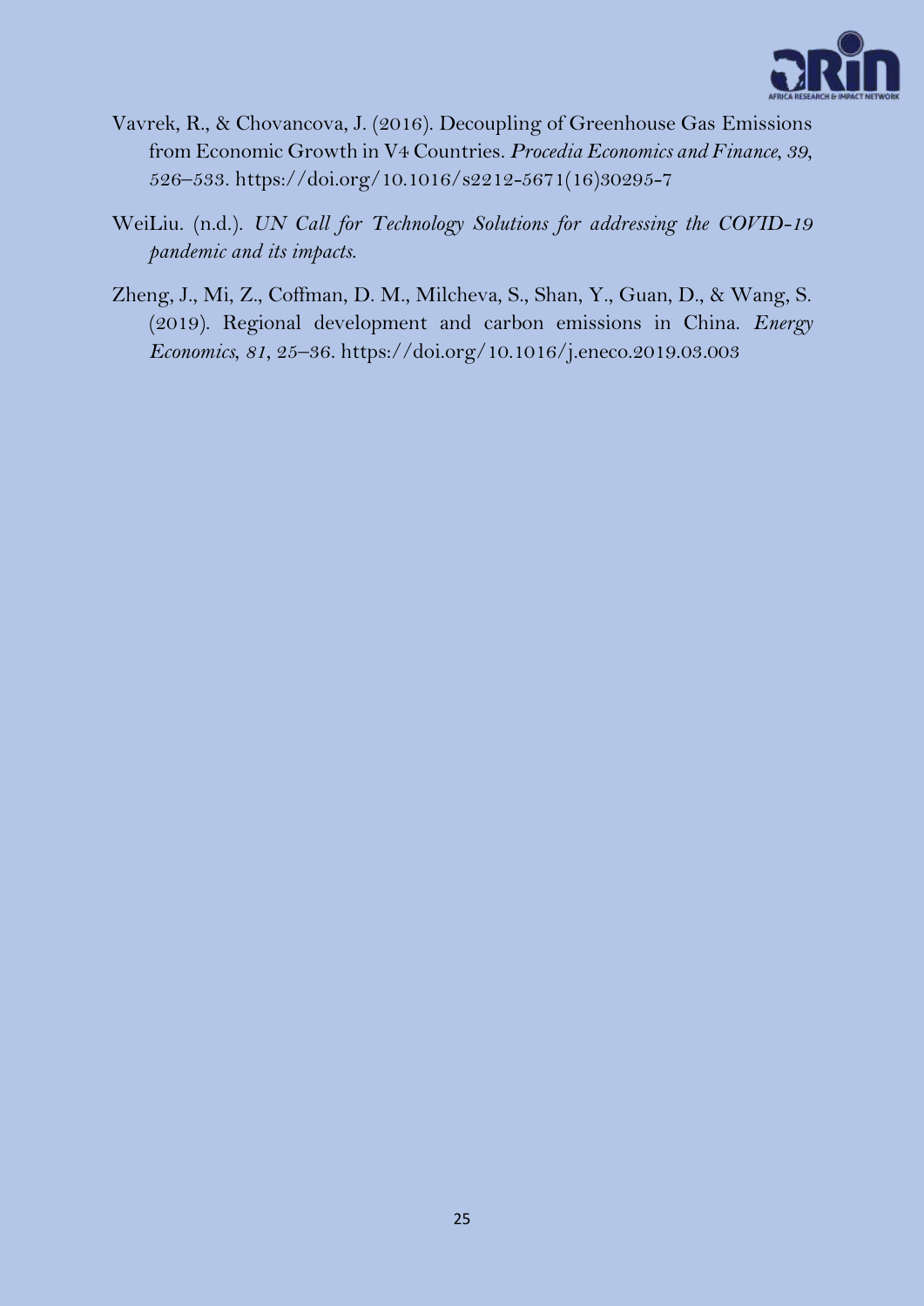Vavrek, R., & Chovancova, J. (2016). Decoupling of Greenhouse Gas Emissions from Economic Growth in V4 Countries. *Procedia Economics and Finance*, *39*, 526–533. https://doi.org/10.1016/s2212-5671(16)30295-7

WeiLiu. (n.d.). *UN Call for Technology Solutions for addressing the COVID-19 pandemic and its impacts.*

Zheng, J., Mi, Z., Coffman, D. M., Milcheva, S., Shan, Y., Guan, D., & Wang, S. (2019). Regional development and carbon emissions in China. *Energy Economics*, *81*, 25–36. https://doi.org/10.1016/j.eneco.2019.03.003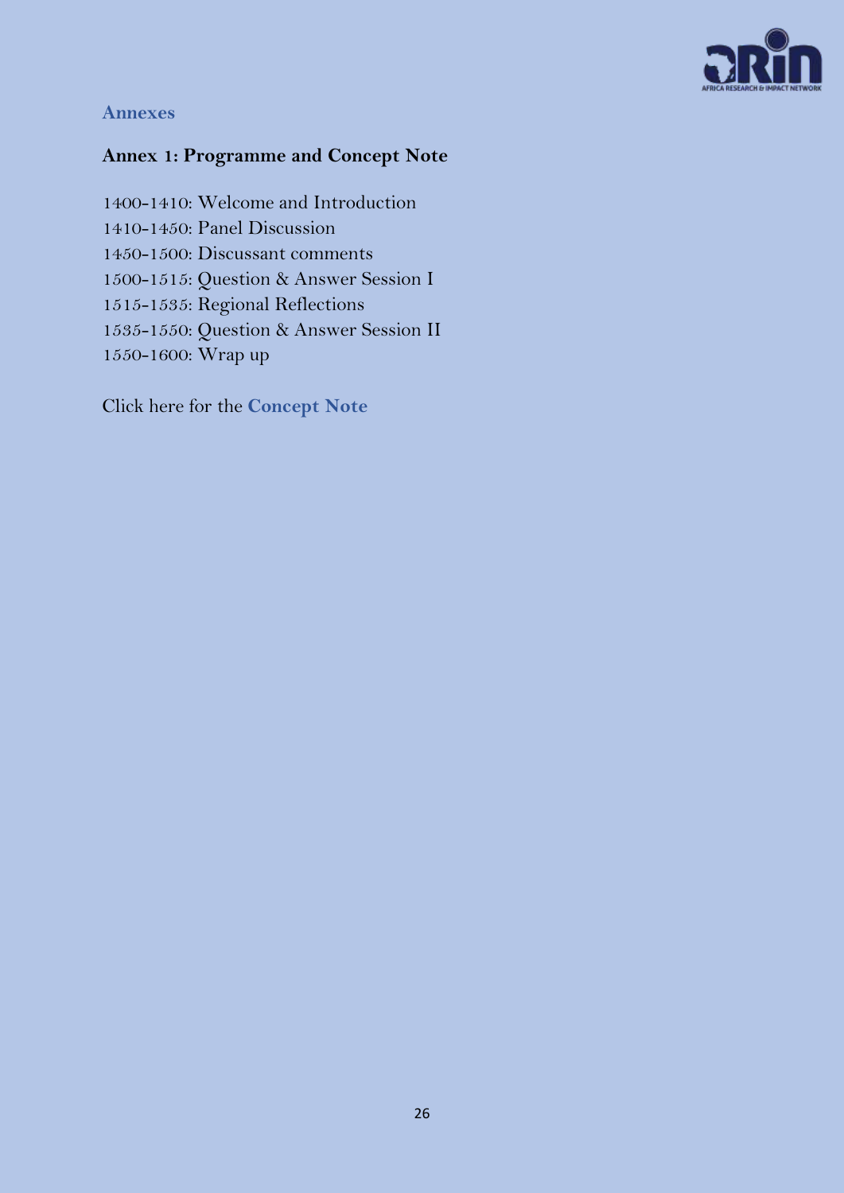## Annexes

### Annex 1: Programme and Concept Note

1400-1410: Welcome and Introduction
1410-1450: Panel Discussion
1450-1500: Discussant comments
1500-1515: Question & Answer Session I
1515-1535: Regional Reflections
1535-1550: Question & Answer Session II
1550-1600: Wrap up

Click here for the **Concept Note**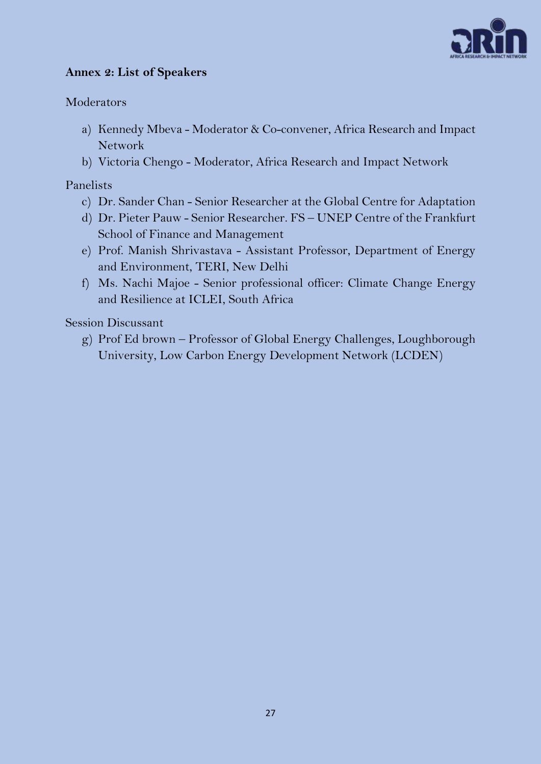**Annex 2: List of Speakers**

Moderators

a) Kennedy Mbeva - Moderator & Co-convener, Africa Research and Impact Network
b) Victoria Chengo - Moderator, Africa Research and Impact Network

Panelists

c) Dr. Sander Chan - Senior Researcher at the Global Centre for Adaptation
d) Dr. Pieter Pauw - Senior Researcher. FS – UNEP Centre of the Frankfurt School of Finance and Management
e) Prof. Manish Shrivastava - Assistant Professor, Department of Energy and Environment, TERI, New Delhi
f) Ms. Nachi Majoe - Senior professional officer: Climate Change Energy and Resilience at ICLEI, South Africa

Session Discussant

g) Prof Ed brown – Professor of Global Energy Challenges, Loughborough University, Low Carbon Energy Development Network (LCDEN)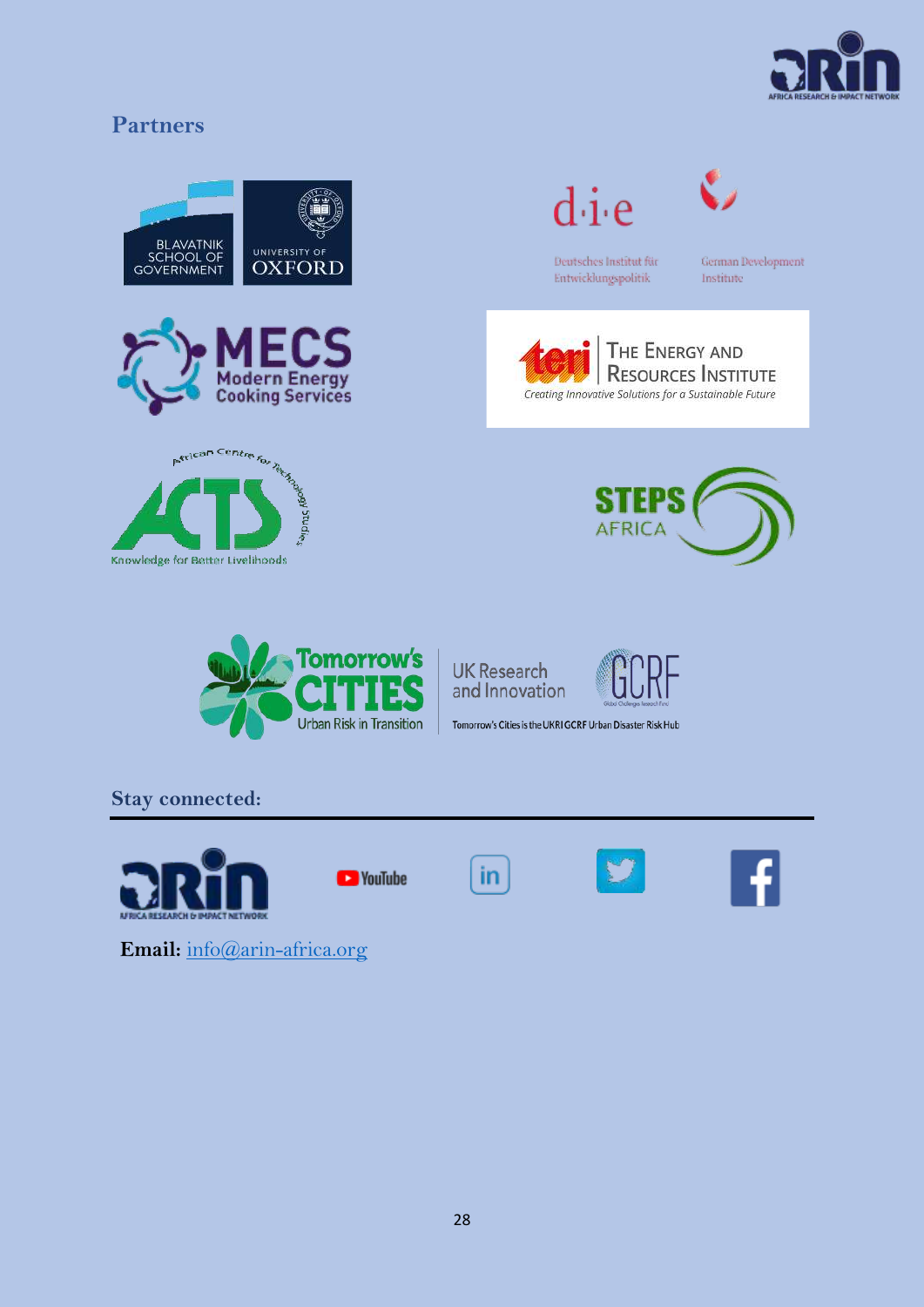## Partners

BLAVATNIK SCHOOL OF GOVERNMENT

UNIVERSITY OF OXFORD

d·i·e

Deutsches Institut für Entwicklungspolitik

German Development Institute

MECS Modern Energy Cooking Services

teri THE ENERGY AND RESOURCES INSTITUTE

*Creating Innovative Solutions for a Sustainable Future*

African Centre for Technology Studies

ACTS

Knowledge for Better Livelihoods

STEPS AFRICA

Tomorrow's CITIES Urban Risk in Transition

UK Research and Innovation

GCRF

Tomorrow's Cities is the UKRI GCRF Urban Disaster Risk Hub

## Stay connected:

AFRICA RESEARCH & IMPACT NETWORK

YouTube

**Email:** info@arin-africa.org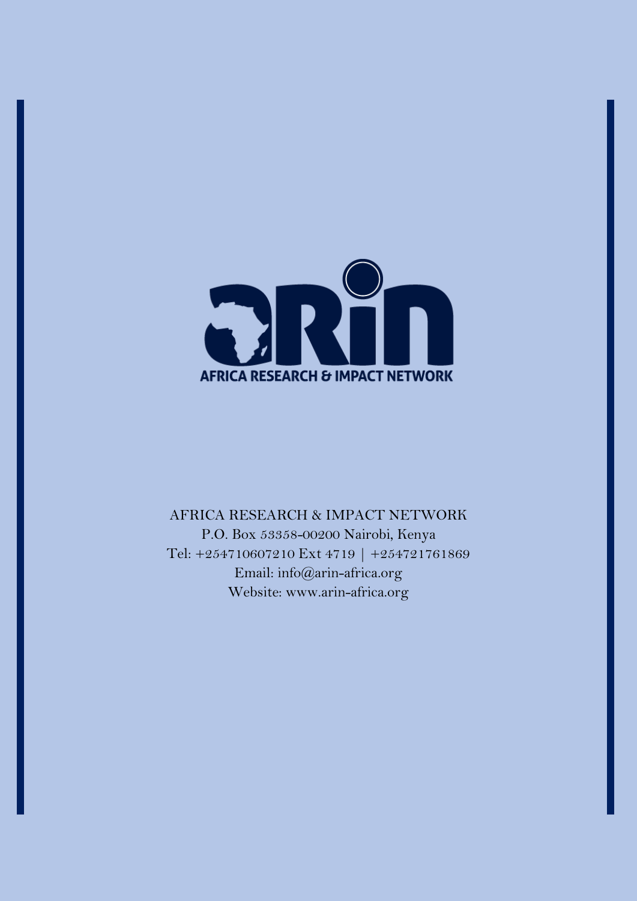AFRICA RESEARCH & IMPACT NETWORK

AFRICA RESEARCH & IMPACT NETWORK
P.O. Box 53358-00200 Nairobi, Kenya
Tel: +254710607210 Ext 4719 | +254721761869
Email: info@arin-africa.org
Website: www.arin-africa.org